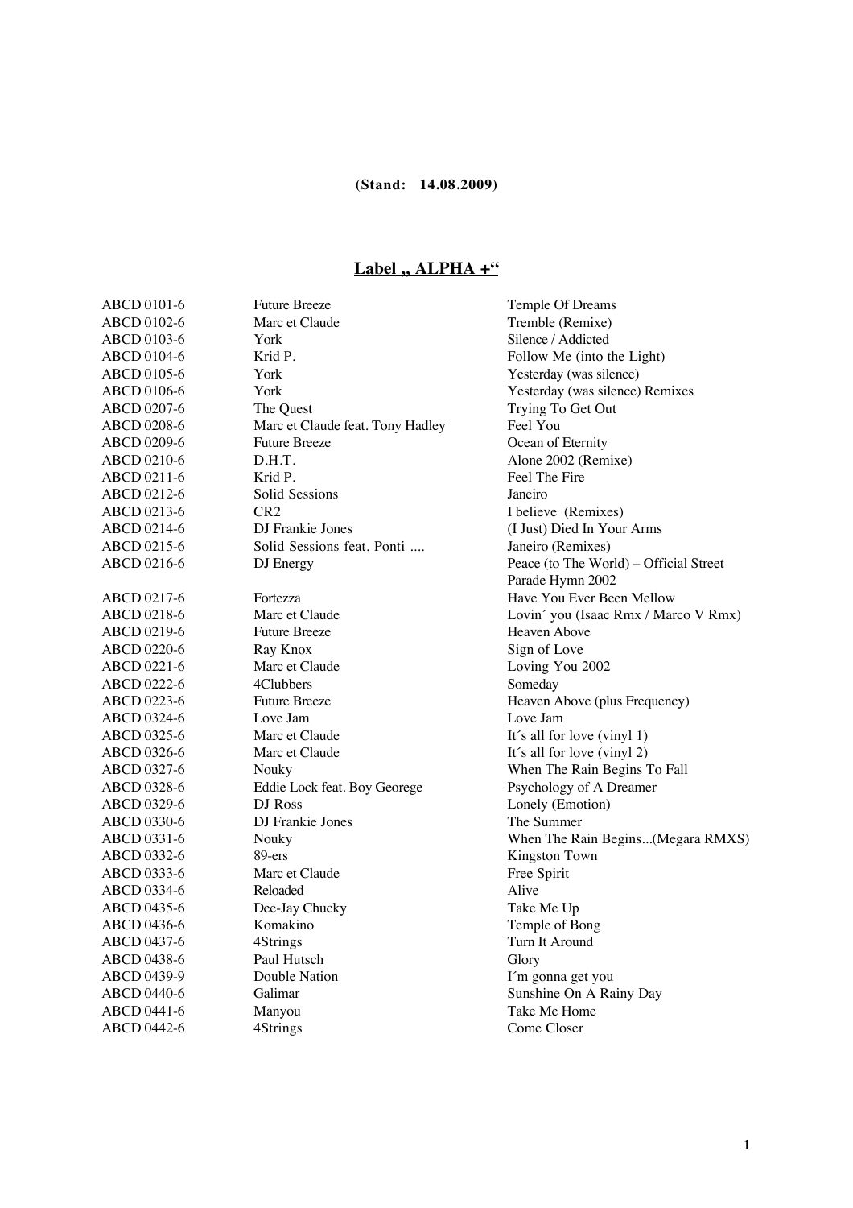**(Stand: 14.08.2009)**

## Label „ ALPHA +“

| | | |
|---|---|---|
| ABCD 0101-6 | Future Breeze | Temple Of Dreams |
| ABCD 0102-6 | Marc et Claude | Tremble (Remixe) |
| ABCD 0103-6 | York | Silence / Addicted |
| ABCD 0104-6 | Krid P. | Follow Me (into the Light) |
| ABCD 0105-6 | York | Yesterday (was silence) |
| ABCD 0106-6 | York | Yesterday (was silence) Remixes |
| ABCD 0207-6 | The Quest | Trying To Get Out |
| ABCD 0208-6 | Marc et Claude feat. Tony Hadley | Feel You |
| ABCD 0209-6 | Future Breeze | Ocean of Eternity |
| ABCD 0210-6 | D.H.T. | Alone 2002 (Remixe) |
| ABCD 0211-6 | Krid P. | Feel The Fire |
| ABCD 0212-6 | Solid Sessions | Janeiro |
| ABCD 0213-6 | CR2 | I believe (Remixes) |
| ABCD 0214-6 | DJ Frankie Jones | (I Just) Died In Your Arms |
| ABCD 0215-6 | Solid Sessions feat. Ponti .... | Janeiro (Remixes) |
| ABCD 0216-6 | DJ Energy | Peace (to The World) – Official Street Parade Hymn 2002 |
| ABCD 0217-6 | Fortezza | Have You Ever Been Mellow |
| ABCD 0218-6 | Marc et Claude | Lovin´ you (Isaac Rmx / Marco V Rmx) |
| ABCD 0219-6 | Future Breeze | Heaven Above |
| ABCD 0220-6 | Ray Knox | Sign of Love |
| ABCD 0221-6 | Marc et Claude | Loving You 2002 |
| ABCD 0222-6 | 4Clubbers | Someday |
| ABCD 0223-6 | Future Breeze | Heaven Above (plus Frequency) |
| ABCD 0324-6 | Love Jam | Love Jam |
| ABCD 0325-6 | Marc et Claude | It´s all for love (vinyl 1) |
| ABCD 0326-6 | Marc et Claude | It´s all for love (vinyl 2) |
| ABCD 0327-6 | Nouky | When The Rain Begins To Fall |
| ABCD 0328-6 | Eddie Lock feat. Boy Georege | Psychology of A Dreamer |
| ABCD 0329-6 | DJ Ross | Lonely (Emotion) |
| ABCD 0330-6 | DJ Frankie Jones | The Summer |
| ABCD 0331-6 | Nouky | When The Rain Begins...(Megara RMXS) |
| ABCD 0332-6 | 89-ers | Kingston Town |
| ABCD 0333-6 | Marc et Claude | Free Spirit |
| ABCD 0334-6 | Reloaded | Alive |
| ABCD 0435-6 | Dee-Jay Chucky | Take Me Up |
| ABCD 0436-6 | Komakino | Temple of Bong |
| ABCD 0437-6 | 4Strings | Turn It Around |
| ABCD 0438-6 | Paul Hutsch | Glory |
| ABCD 0439-9 | Double Nation | I´m gonna get you |
| ABCD 0440-6 | Galimar | Sunshine On A Rainy Day |
| ABCD 0441-6 | Manyou | Take Me Home |
| ABCD 0442-6 | 4Strings | Come Closer |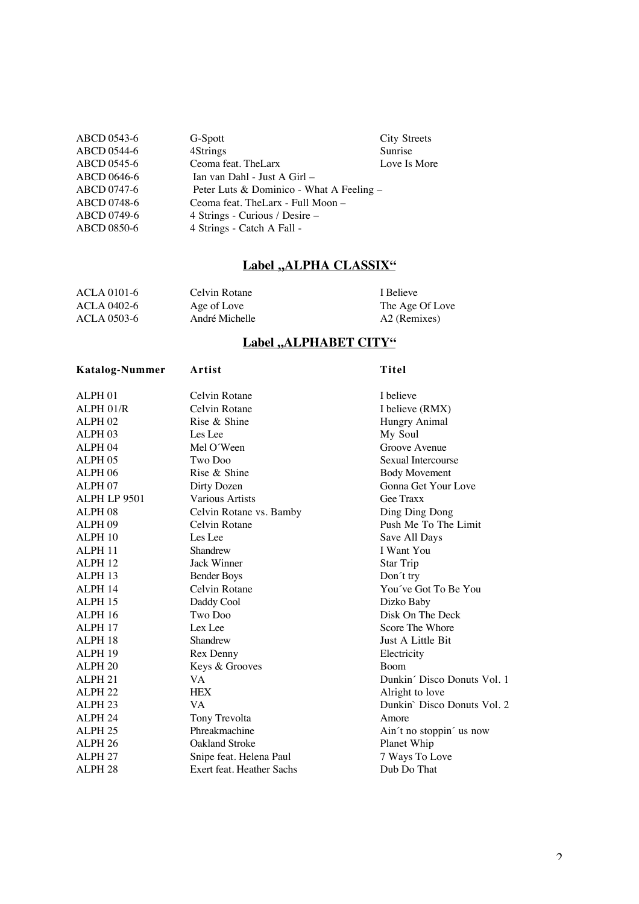| | | |
|---|---|---|
| ABCD 0543-6 | G-Spott | City Streets |
| ABCD 0544-6 | 4Strings | Sunrise |
| ABCD 0545-6 | Ceoma feat. TheLarx | Love Is More |
| ABCD 0646-6 | Ian van Dahl - Just A Girl – | |
| ABCD 0747-6 | Peter Luts & Dominico - What A Feeling – | |
| ABCD 0748-6 | Ceoma feat. TheLarx - Full Moon – | |
| ABCD 0749-6 | 4 Strings - Curious / Desire – | |
| ABCD 0850-6 | 4 Strings - Catch A Fall - | |

## **Label „ALPHA CLASSIX“**

| | | |
|---|---|---|
| ACLA 0101-6 | Celvin Rotane | I Believe |
| ACLA 0402-6 | Age of Love | The Age Of Love |
| ACLA 0503-6 | André Michelle | A2 (Remixes) |

## **Label „ALPHABET CITY“**

| Katalog-Nummer | Artist | Titel |
|---|---|---|
| ALPH 01 | Celvin Rotane | I believe |
| ALPH 01/R | Celvin Rotane | I believe (RMX) |
| ALPH 02 | Rise & Shine | Hungry Animal |
| ALPH 03 | Les Lee | My Soul |
| ALPH 04 | Mel O´Ween | Groove Avenue |
| ALPH 05 | Two Doo | Sexual Intercourse |
| ALPH 06 | Rise & Shine | Body Movement |
| ALPH 07 | Dirty Dozen | Gonna Get Your Love |
| ALPH LP 9501 | Various Artists | Gee Traxx |
| ALPH 08 | Celvin Rotane vs. Bamby | Ding Ding Dong |
| ALPH 09 | Celvin Rotane | Push Me To The Limit |
| ALPH 10 | Les Lee | Save All Days |
| ALPH 11 | Shandrew | I Want You |
| ALPH 12 | Jack Winner | Star Trip |
| ALPH 13 | Bender Boys | Don´t try |
| ALPH 14 | Celvin Rotane | You´ve Got To Be You |
| ALPH 15 | Daddy Cool | Dizko Baby |
| ALPH 16 | Two Doo | Disk On The Deck |
| ALPH 17 | Lex Lee | Score The Whore |
| ALPH 18 | Shandrew | Just A Little Bit |
| ALPH 19 | Rex Denny | Electricity |
| ALPH 20 | Keys & Grooves | Boom |
| ALPH 21 | VA | Dunkin´ Disco Donuts Vol. 1 |
| ALPH 22 | HEX | Alright to love |
| ALPH 23 | VA | Dunkin` Disco Donuts Vol. 2 |
| ALPH 24 | Tony Trevolta | Amore |
| ALPH 25 | Phreakmachine | Ain´t no stoppin´ us now |
| ALPH 26 | Oakland Stroke | Planet Whip |
| ALPH 27 | Snipe feat. Helena Paul | 7 Ways To Love |
| ALPH 28 | Exert feat. Heather Sachs | Dub Do That |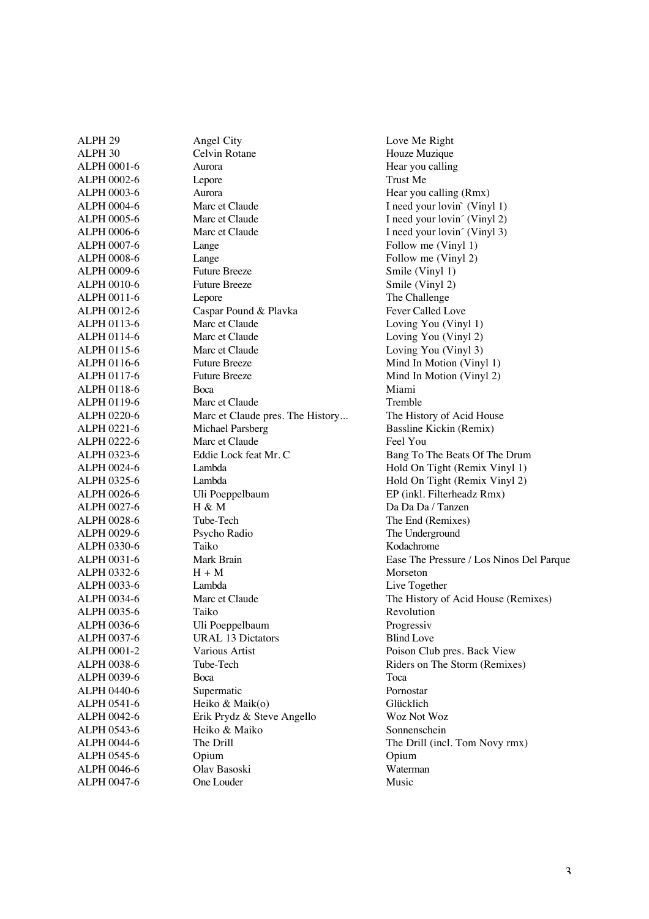| | | |
|---|---|---|
| ALPH 29 | Angel City | Love Me Right |
| ALPH 30 | Celvin Rotane | Houze Muzique |
| ALPH 0001-6 | Aurora | Hear you calling |
| ALPH 0002-6 | Lepore | Trust Me |
| ALPH 0003-6 | Aurora | Hear you calling (Rmx) |
| ALPH 0004-6 | Marc et Claude | I need your lovin` (Vinyl 1) |
| ALPH 0005-6 | Marc et Claude | I need your lovin´ (Vinyl 2) |
| ALPH 0006-6 | Marc et Claude | I need your lovin´ (Vinyl 3) |
| ALPH 0007-6 | Lange | Follow me (Vinyl 1) |
| ALPH 0008-6 | Lange | Follow me (Vinyl 2) |
| ALPH 0009-6 | Future Breeze | Smile (Vinyl 1) |
| ALPH 0010-6 | Future Breeze | Smile (Vinyl 2) |
| ALPH 0011-6 | Lepore | The Challenge |
| ALPH 0012-6 | Caspar Pound & Plavka | Fever Called Love |
| ALPH 0113-6 | Marc et Claude | Loving You (Vinyl 1) |
| ALPH 0114-6 | Marc et Claude | Loving You (Vinyl 2) |
| ALPH 0115-6 | Marc et Claude | Loving You (Vinyl 3) |
| ALPH 0116-6 | Future Breeze | Mind In Motion (Vinyl 1) |
| ALPH 0117-6 | Future Breeze | Mind In Motion (Vinyl 2) |
| ALPH 0118-6 | Boca | Miami |
| ALPH 0119-6 | Marc et Claude | Tremble |
| ALPH 0220-6 | Marc et Claude pres. The History... | The History of Acid House |
| ALPH 0221-6 | Michael Parsberg | Bassline Kickin (Remix) |
| ALPH 0222-6 | Marc et Claude | Feel You |
| ALPH 0323-6 | Eddie Lock feat Mr. C | Bang To The Beats Of The Drum |
| ALPH 0024-6 | Lambda | Hold On Tight (Remix Vinyl 1) |
| ALPH 0325-6 | Lambda | Hold On Tight (Remix Vinyl 2) |
| ALPH 0026-6 | Uli Poeppelbaum | EP (inkl. Filterheadz Rmx) |
| ALPH 0027-6 | H & M | Da Da Da / Tanzen |
| ALPH 0028-6 | Tube-Tech | The End (Remixes) |
| ALPH 0029-6 | Psycho Radio | The Underground |
| ALPH 0330-6 | Taiko | Kodachrome |
| ALPH 0031-6 | Mark Brain | Ease The Pressure / Los Ninos Del Parque |
| ALPH 0332-6 | H + M | Morseton |
| ALPH 0033-6 | Lambda | Live Together |
| ALPH 0034-6 | Marc et Claude | The History of Acid House (Remixes) |
| ALPH 0035-6 | Taiko | Revolution |
| ALPH 0036-6 | Uli Poeppelbaum | Progressiv |
| ALPH 0037-6 | URAL 13 Dictators | Blind Love |
| ALPH 0001-2 | Various Artist | Poison Club pres. Back View |
| ALPH 0038-6 | Tube-Tech | Riders on The Storm (Remixes) |
| ALPH 0039-6 | Boca | Toca |
| ALPH 0440-6 | Supermatic | Pornostar |
| ALPH 0541-6 | Heiko & Maik(o) | Glücklich |
| ALPH 0042-6 | Erik Prydz & Steve Angello | Woz Not Woz |
| ALPH 0543-6 | Heiko & Maiko | Sonnenschein |
| ALPH 0044-6 | The Drill | The Drill (incl. Tom Novy rmx) |
| ALPH 0545-6 | Opium | Opium |
| ALPH 0046-6 | Olav Basoski | Waterman |
| ALPH 0047-6 | One Louder | Music |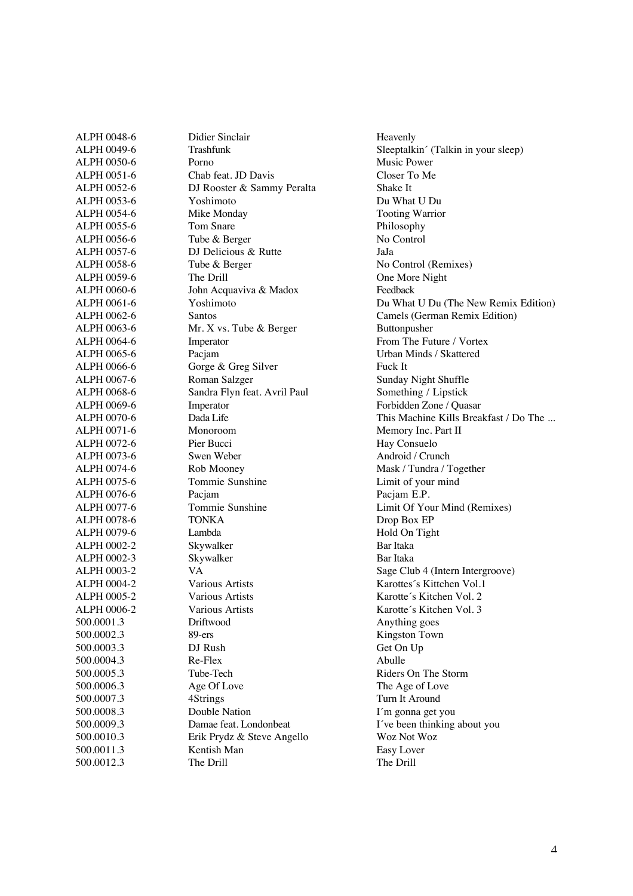| | | |
|---|---|---|
| ALPH 0048-6 | Didier Sinclair | Heavenly |
| ALPH 0049-6 | Trashfunk | Sleeptalkin´ (Talkin in your sleep) |
| ALPH 0050-6 | Porno | Music Power |
| ALPH 0051-6 | Chab feat. JD Davis | Closer To Me |
| ALPH 0052-6 | DJ Rooster & Sammy Peralta | Shake It |
| ALPH 0053-6 | Yoshimoto | Du What U Du |
| ALPH 0054-6 | Mike Monday | Tooting Warrior |
| ALPH 0055-6 | Tom Snare | Philosophy |
| ALPH 0056-6 | Tube & Berger | No Control |
| ALPH 0057-6 | DJ Delicious & Rutte | JaJa |
| ALPH 0058-6 | Tube & Berger | No Control (Remixes) |
| ALPH 0059-6 | The Drill | One More Night |
| ALPH 0060-6 | John Acquaviva & Madox | Feedback |
| ALPH 0061-6 | Yoshimoto | Du What U Du (The New Remix Edition) |
| ALPH 0062-6 | Santos | Camels (German Remix Edition) |
| ALPH 0063-6 | Mr. X vs. Tube & Berger | Buttonpusher |
| ALPH 0064-6 | Imperator | From The Future / Vortex |
| ALPH 0065-6 | Pacjam | Urban Minds / Skattered |
| ALPH 0066-6 | Gorge & Greg Silver | Fuck It |
| ALPH 0067-6 | Roman Salzger | Sunday Night Shuffle |
| ALPH 0068-6 | Sandra Flyn feat. Avril Paul | Something / Lipstick |
| ALPH 0069-6 | Imperator | Forbidden Zone / Quasar |
| ALPH 0070-6 | Dada Life | This Machine Kills Breakfast / Do The ... |
| ALPH 0071-6 | Monoroom | Memory Inc. Part II |
| ALPH 0072-6 | Pier Bucci | Hay Consuelo |
| ALPH 0073-6 | Swen Weber | Android / Crunch |
| ALPH 0074-6 | Rob Mooney | Mask / Tundra / Together |
| ALPH 0075-6 | Tommie Sunshine | Limit of your mind |
| ALPH 0076-6 | Pacjam | Pacjam E.P. |
| ALPH 0077-6 | Tommie Sunshine | Limit Of Your Mind (Remixes) |
| ALPH 0078-6 | TONKA | Drop Box EP |
| ALPH 0079-6 | Lambda | Hold On Tight |
| ALPH 0002-2 | Skywalker | Bar Itaka |
| ALPH 0002-3 | Skywalker | Bar Itaka |
| ALPH 0003-2 | VA | Sage Club 4 (Intern Intergroove) |
| ALPH 0004-2 | Various Artists | Karottes´s Kittchen Vol.1 |
| ALPH 0005-2 | Various Artists | Karotte´s Kitchen Vol. 2 |
| ALPH 0006-2 | Various Artists | Karotte´s Kitchen Vol. 3 |
| 500.0001.3 | Driftwood | Anything goes |
| 500.0002.3 | 89-ers | Kingston Town |
| 500.0003.3 | DJ Rush | Get On Up |
| 500.0004.3 | Re-Flex | Abulle |
| 500.0005.3 | Tube-Tech | Riders On The Storm |
| 500.0006.3 | Age Of Love | The Age of Love |
| 500.0007.3 | 4Strings | Turn It Around |
| 500.0008.3 | Double Nation | I´m gonna get you |
| 500.0009.3 | Damae feat. Londonbeat | I´ve been thinking about you |
| 500.0010.3 | Erik Prydz & Steve Angello | Woz Not Woz |
| 500.0011.3 | Kentish Man | Easy Lover |
| 500.0012.3 | The Drill | The Drill |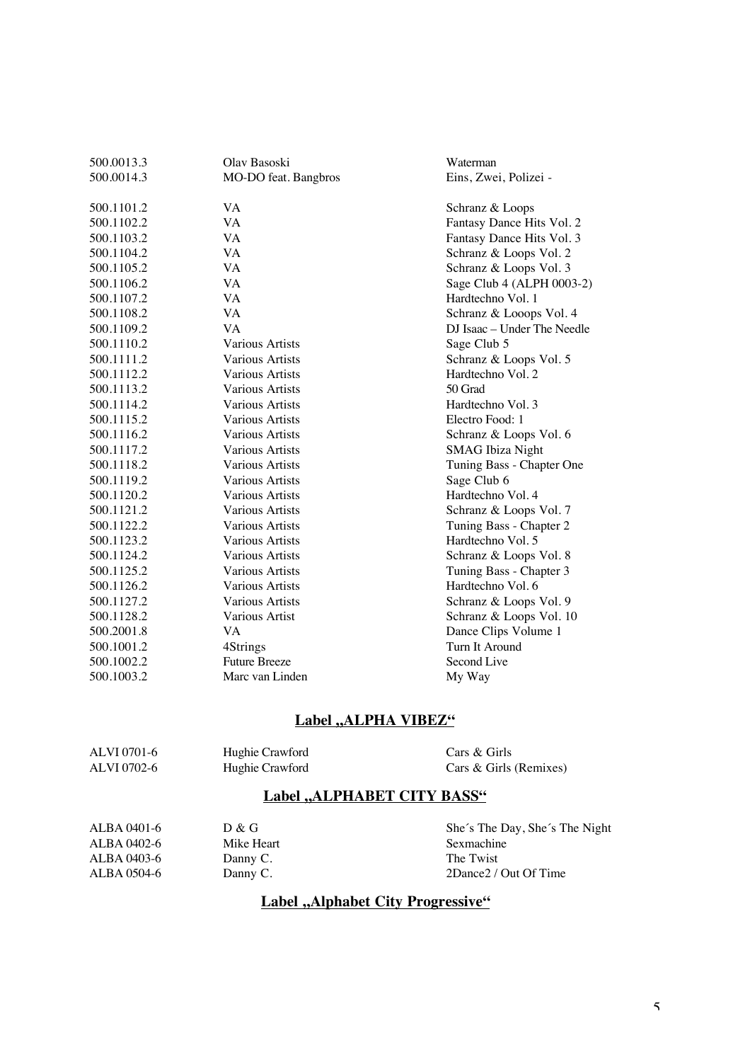| | | |
|---|---|---|
| 500.0013.3 | Olav Basoski | Waterman |
| 500.0014.3 | MO-DO feat. Bangbros | Eins, Zwei, Polizei - |
| | | |
| 500.1101.2 | VA | Schranz & Loops |
| 500.1102.2 | VA | Fantasy Dance Hits Vol. 2 |
| 500.1103.2 | VA | Fantasy Dance Hits Vol. 3 |
| 500.1104.2 | VA | Schranz & Loops Vol. 2 |
| 500.1105.2 | VA | Schranz & Loops Vol. 3 |
| 500.1106.2 | VA | Sage Club 4 (ALPH 0003-2) |
| 500.1107.2 | VA | Hardtechno Vol. 1 |
| 500.1108.2 | VA | Schranz & Looops Vol. 4 |
| 500.1109.2 | VA | DJ Isaac – Under The Needle |
| 500.1110.2 | Various Artists | Sage Club 5 |
| 500.1111.2 | Various Artists | Schranz & Loops Vol. 5 |
| 500.1112.2 | Various Artists | Hardtechno Vol. 2 |
| 500.1113.2 | Various Artists | 50 Grad |
| 500.1114.2 | Various Artists | Hardtechno Vol. 3 |
| 500.1115.2 | Various Artists | Electro Food: 1 |
| 500.1116.2 | Various Artists | Schranz & Loops Vol. 6 |
| 500.1117.2 | Various Artists | SMAG Ibiza Night |
| 500.1118.2 | Various Artists | Tuning Bass - Chapter One |
| 500.1119.2 | Various Artists | Sage Club 6 |
| 500.1120.2 | Various Artists | Hardtechno Vol. 4 |
| 500.1121.2 | Various Artists | Schranz & Loops Vol. 7 |
| 500.1122.2 | Various Artists | Tuning Bass - Chapter 2 |
| 500.1123.2 | Various Artists | Hardtechno Vol. 5 |
| 500.1124.2 | Various Artists | Schranz & Loops Vol. 8 |
| 500.1125.2 | Various Artists | Tuning Bass - Chapter 3 |
| 500.1126.2 | Various Artists | Hardtechno Vol. 6 |
| 500.1127.2 | Various Artists | Schranz & Loops Vol. 9 |
| 500.1128.2 | Various Artist | Schranz & Loops Vol. 10 |
| 500.2001.8 | VA | Dance Clips Volume 1 |
| 500.1001.2 | 4Strings | Turn It Around |
| 500.1002.2 | Future Breeze | Second Live |
| 500.1003.2 | Marc van Linden | My Way |

## Label „ALPHA VIBEZ“

| | | |
|---|---|---|
| ALVI 0701-6 | Hughie Crawford | Cars & Girls |
| ALVI 0702-6 | Hughie Crawford | Cars & Girls (Remixes) |

## Label „ALPHABET CITY BASS“

| | | |
|---|---|---|
| ALBA 0401-6 | D & G | She´s The Day, She´s The Night |
| ALBA 0402-6 | Mike Heart | Sexmachine |
| ALBA 0403-6 | Danny C. | The Twist |
| ALBA 0504-6 | Danny C. | 2Dance2 / Out Of Time |

## Label „Alphabet City Progressive“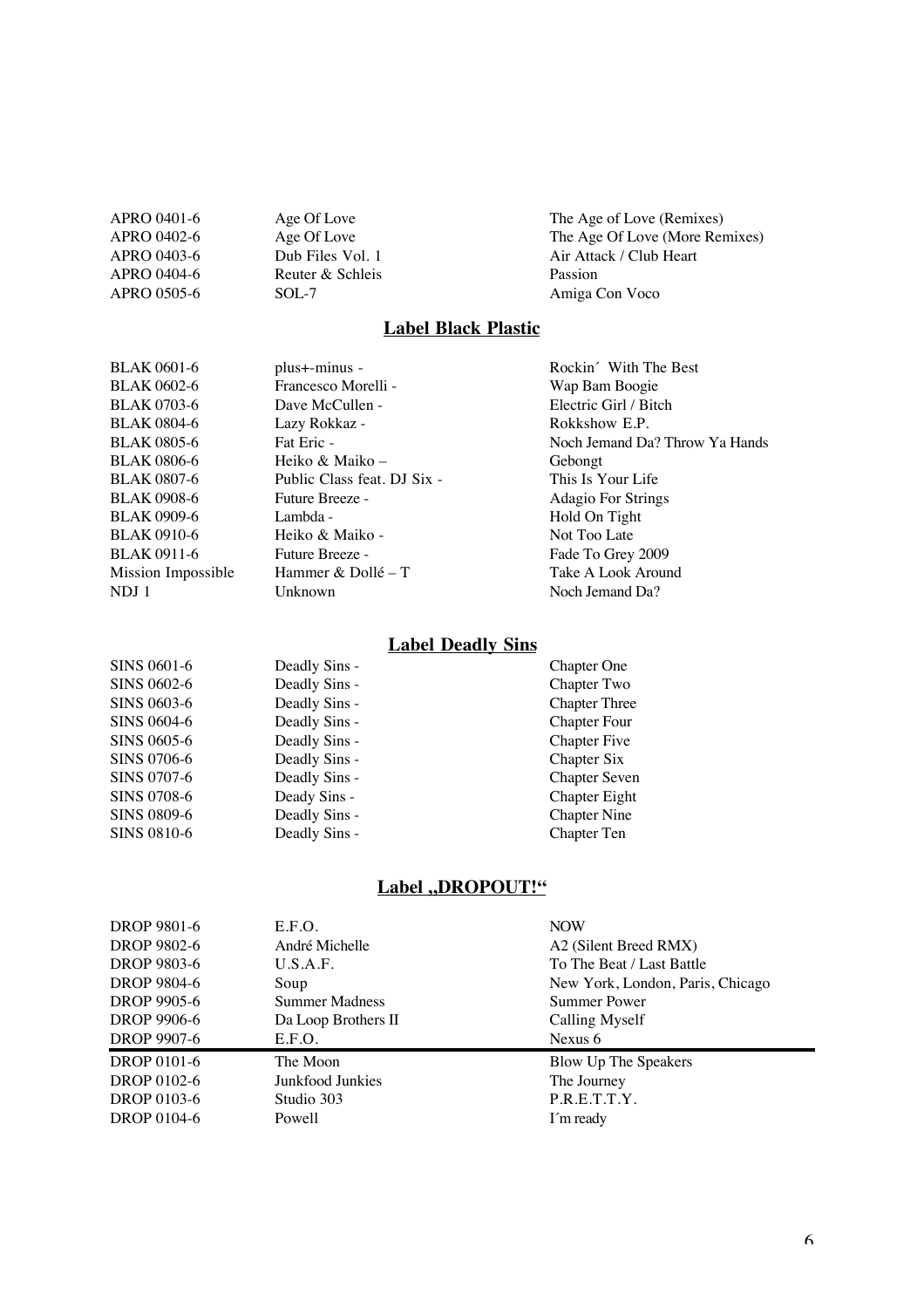| | | |
|---|---|---|
| APRO 0401-6 | Age Of Love | The Age of Love (Remixes) |
| APRO 0402-6 | Age Of Love | The Age Of Love (More Remixes) |
| APRO 0403-6 | Dub Files Vol. 1 | Air Attack / Club Heart |
| APRO 0404-6 | Reuter & Schleis | Passion |
| APRO 0505-6 | SOL-7 | Amiga Con Voco |

## **Label Black Plastic**

| | | |
|---|---|---|
| BLAK 0601-6 | plus+-minus - | Rockin´ With The Best |
| BLAK 0602-6 | Francesco Morelli - | Wap Bam Boogie |
| BLAK 0703-6 | Dave McCullen - | Electric Girl / Bitch |
| BLAK 0804-6 | Lazy Rokkaz - | Rokkshow E.P. |
| BLAK 0805-6 | Fat Eric - | Noch Jemand Da? Throw Ya Hands |
| BLAK 0806-6 | Heiko & Maiko – | Gebongt |
| BLAK 0807-6 | Public Class feat. DJ Six - | This Is Your Life |
| BLAK 0908-6 | Future Breeze - | Adagio For Strings |
| BLAK 0909-6 | Lambda - | Hold On Tight |
| BLAK 0910-6 | Heiko & Maiko - | Not Too Late |
| BLAK 0911-6 | Future Breeze - | Fade To Grey 2009 |
| Mission Impossible | Hammer & Dollé – T | Take A Look Around |
| NDJ 1 | Unknown | Noch Jemand Da? |

## **Label Deadly Sins**

| | | |
|---|---|---|
| SINS 0601-6 | Deadly Sins - | Chapter One |
| SINS 0602-6 | Deadly Sins - | Chapter Two |
| SINS 0603-6 | Deadly Sins - | Chapter Three |
| SINS 0604-6 | Deadly Sins - | Chapter Four |
| SINS 0605-6 | Deadly Sins - | Chapter Five |
| SINS 0706-6 | Deadly Sins - | Chapter Six |
| SINS 0707-6 | Deadly Sins - | Chapter Seven |
| SINS 0708-6 | Deady Sins - | Chapter Eight |
| SINS 0809-6 | Deadly Sins - | Chapter Nine |
| SINS 0810-6 | Deadly Sins - | Chapter Ten |

## **Label „DROPOUT!"**

| | | |
|---|---|---|
| DROP 9801-6 | E.F.O. | NOW |
| DROP 9802-6 | André Michelle | A2 (Silent Breed RMX) |
| DROP 9803-6 | U.S.A.F. | To The Beat / Last Battle |
| DROP 9804-6 | Soup | New York, London, Paris, Chicago |
| DROP 9905-6 | Summer Madness | Summer Power |
| DROP 9906-6 | Da Loop Brothers II | Calling Myself |
| DROP 9907-6 | E.F.O. | Nexus 6 |
| DROP 0101-6 | The Moon | Blow Up The Speakers |
| DROP 0102-6 | Junkfood Junkies | The Journey |
| DROP 0103-6 | Studio 303 | P.R.E.T.T.Y. |
| DROP 0104-6 | Powell | I´m ready |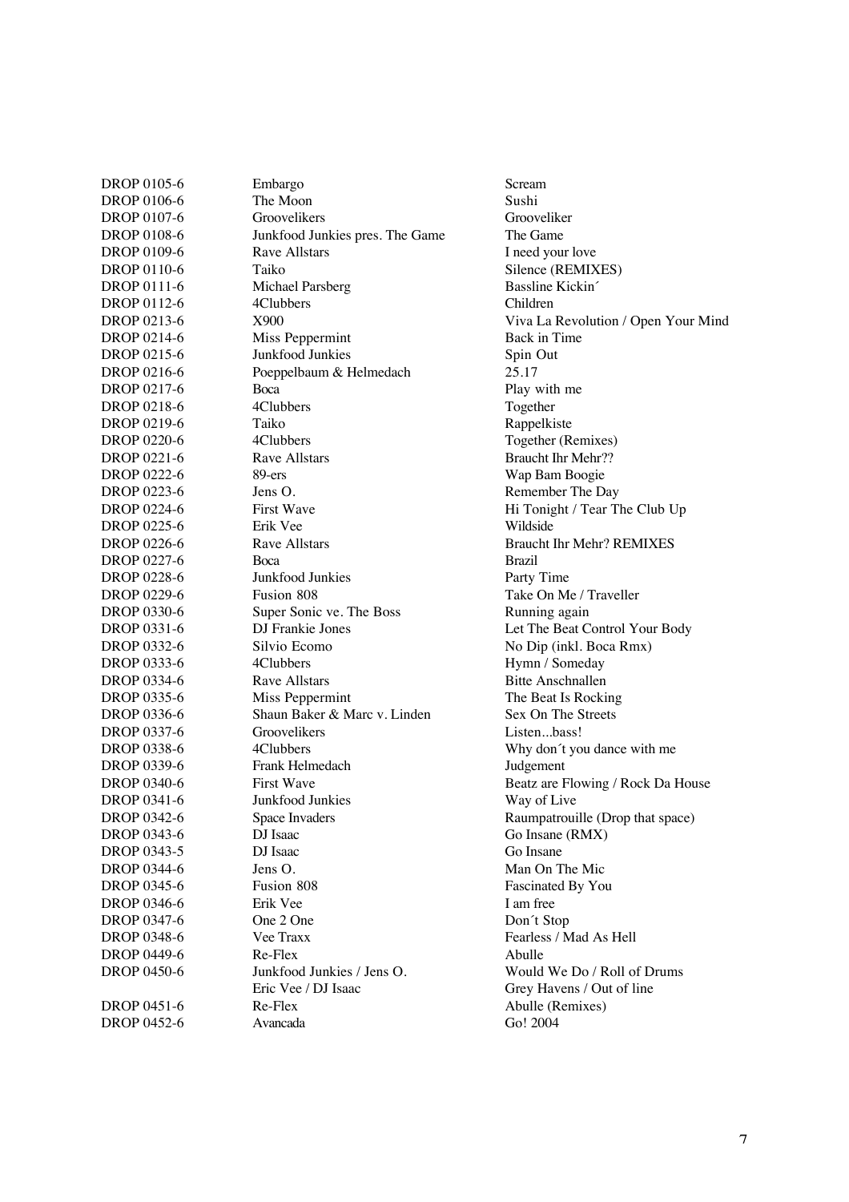| | | |
|---|---|---|
| DROP 0105-6 | Embargo | Scream |
| DROP 0106-6 | The Moon | Sushi |
| DROP 0107-6 | Groovelikers | Grooveliker |
| DROP 0108-6 | Junkfood Junkies pres. The Game | The Game |
| DROP 0109-6 | Rave Allstars | I need your love |
| DROP 0110-6 | Taiko | Silence (REMIXES) |
| DROP 0111-6 | Michael Parsberg | Bassline Kickin´ |
| DROP 0112-6 | 4Clubbers | Children |
| DROP 0213-6 | X900 | Viva La Revolution / Open Your Mind |
| DROP 0214-6 | Miss Peppermint | Back in Time |
| DROP 0215-6 | Junkfood Junkies | Spin Out |
| DROP 0216-6 | Poeppelbaum & Helmedach | 25.17 |
| DROP 0217-6 | Boca | Play with me |
| DROP 0218-6 | 4Clubbers | Together |
| DROP 0219-6 | Taiko | Rappelkiste |
| DROP 0220-6 | 4Clubbers | Together (Remixes) |
| DROP 0221-6 | Rave Allstars | Braucht Ihr Mehr?? |
| DROP 0222-6 | 89-ers | Wap Bam Boogie |
| DROP 0223-6 | Jens O. | Remember The Day |
| DROP 0224-6 | First Wave | Hi Tonight / Tear The Club Up |
| DROP 0225-6 | Erik Vee | Wildside |
| DROP 0226-6 | Rave Allstars | Braucht Ihr Mehr? REMIXES |
| DROP 0227-6 | Boca | Brazil |
| DROP 0228-6 | Junkfood Junkies | Party Time |
| DROP 0229-6 | Fusion 808 | Take On Me / Traveller |
| DROP 0330-6 | Super Sonic ve. The Boss | Running again |
| DROP 0331-6 | DJ Frankie Jones | Let The Beat Control Your Body |
| DROP 0332-6 | Silvio Ecomo | No Dip (inkl. Boca Rmx) |
| DROP 0333-6 | 4Clubbers | Hymn / Someday |
| DROP 0334-6 | Rave Allstars | Bitte Anschnallen |
| DROP 0335-6 | Miss Peppermint | The Beat Is Rocking |
| DROP 0336-6 | Shaun Baker & Marc v. Linden | Sex On The Streets |
| DROP 0337-6 | Groovelikers | Listen...bass! |
| DROP 0338-6 | 4Clubbers | Why don´t you dance with me |
| DROP 0339-6 | Frank Helmedach | Judgement |
| DROP 0340-6 | First Wave | Beatz are Flowing / Rock Da House |
| DROP 0341-6 | Junkfood Junkies | Way of Live |
| DROP 0342-6 | Space Invaders | Raumpatrouille (Drop that space) |
| DROP 0343-6 | DJ Isaac | Go Insane (RMX) |
| DROP 0343-5 | DJ Isaac | Go Insane |
| DROP 0344-6 | Jens O. | Man On The Mic |
| DROP 0345-6 | Fusion 808 | Fascinated By You |
| DROP 0346-6 | Erik Vee | I am free |
| DROP 0347-6 | One 2 One | Don´t Stop |
| DROP 0348-6 | Vee Traxx | Fearless / Mad As Hell |
| DROP 0449-6 | Re-Flex | Abulle |
| DROP 0450-6 | Junkfood Junkies / Jens O. | Would We Do / Roll of Drums |
| | Eric Vee / DJ Isaac | Grey Havens / Out of line |
| DROP 0451-6 | Re-Flex | Abulle (Remixes) |
| DROP 0452-6 | Avancada | Go! 2004 |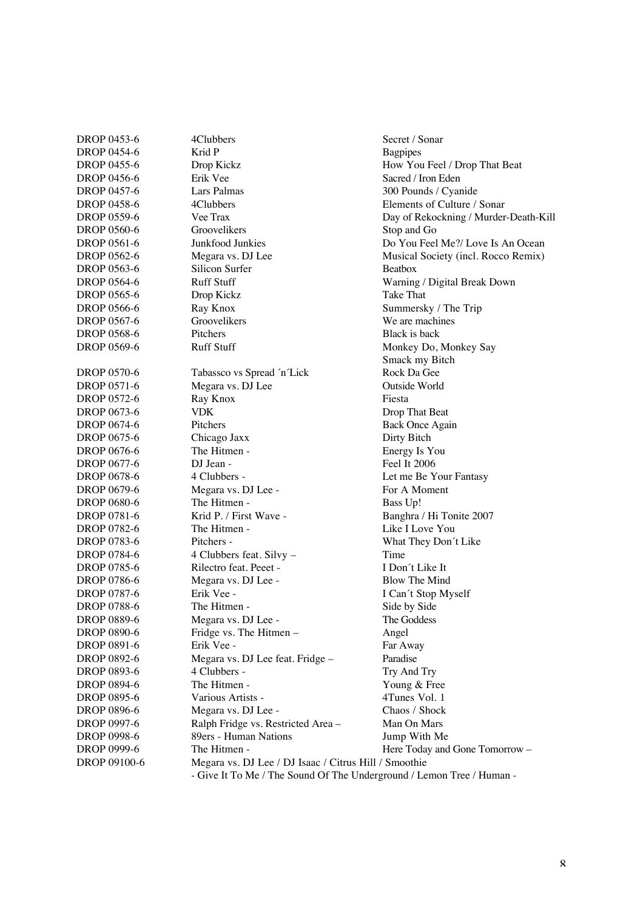| | | |
|---|---|---|
| DROP 0453-6 | 4Clubbers | Secret / Sonar |
| DROP 0454-6 | Krid P | Bagpipes |
| DROP 0455-6 | Drop Kickz | How You Feel / Drop That Beat |
| DROP 0456-6 | Erik Vee | Sacred / Iron Eden |
| DROP 0457-6 | Lars Palmas | 300 Pounds / Cyanide |
| DROP 0458-6 | 4Clubbers | Elements of Culture / Sonar |
| DROP 0559-6 | Vee Trax | Day of Rekockning / Murder-Death-Kill |
| DROP 0560-6 | Groovelikers | Stop and Go |
| DROP 0561-6 | Junkfood Junkies | Do You Feel Me?/ Love Is An Ocean |
| DROP 0562-6 | Megara vs. DJ Lee | Musical Society (incl. Rocco Remix) |
| DROP 0563-6 | Silicon Surfer | Beatbox |
| DROP 0564-6 | Ruff Stuff | Warning / Digital Break Down |
| DROP 0565-6 | Drop Kickz | Take That |
| DROP 0566-6 | Ray Knox | Summersky / The Trip |
| DROP 0567-6 | Groovelikers | We are machines |
| DROP 0568-6 | Pitchers | Black is back |
| DROP 0569-6 | Ruff Stuff | Monkey Do, Monkey Say<br>Smack my Bitch |
| DROP 0570-6 | Tabassco vs Spread ´n´Lick | Rock Da Gee |
| DROP 0571-6 | Megara vs. DJ Lee | Outside World |
| DROP 0572-6 | Ray Knox | Fiesta |
| DROP 0673-6 | VDK | Drop That Beat |
| DROP 0674-6 | Pitchers | Back Once Again |
| DROP 0675-6 | Chicago Jaxx | Dirty Bitch |
| DROP 0676-6 | The Hitmen - | Energy Is You |
| DROP 0677-6 | DJ Jean - | Feel It 2006 |
| DROP 0678-6 | 4 Clubbers - | Let me Be Your Fantasy |
| DROP 0679-6 | Megara vs. DJ Lee - | For A Moment |
| DROP 0680-6 | The Hitmen - | Bass Up! |
| DROP 0781-6 | Krid P. / First Wave - | Banghra / Hi Tonite 2007 |
| DROP 0782-6 | The Hitmen - | Like I Love You |
| DROP 0783-6 | Pitchers - | What They Don´t Like |
| DROP 0784-6 | 4 Clubbers feat. Silvy – | Time |
| DROP 0785-6 | Rilectro feat. Peeet - | I Don´t Like It |
| DROP 0786-6 | Megara vs. DJ Lee - | Blow The Mind |
| DROP 0787-6 | Erik Vee - | I Can´t Stop Myself |
| DROP 0788-6 | The Hitmen - | Side by Side |
| DROP 0889-6 | Megara vs. DJ Lee - | The Goddess |
| DROP 0890-6 | Fridge vs. The Hitmen – | Angel |
| DROP 0891-6 | Erik Vee - | Far Away |
| DROP 0892-6 | Megara vs. DJ Lee feat. Fridge – | Paradise |
| DROP 0893-6 | 4 Clubbers - | Try And Try |
| DROP 0894-6 | The Hitmen - | Young & Free |
| DROP 0895-6 | Various Artists - | 4Tunes Vol. 1 |
| DROP 0896-6 | Megara vs. DJ Lee - | Chaos / Shock |
| DROP 0997-6 | Ralph Fridge vs. Restricted Area – | Man On Mars |
| DROP 0998-6 | 89ers - Human Nations | Jump With Me |
| DROP 0999-6 | The Hitmen - | Here Today and Gone Tomorrow – |
| DROP 09100-6 | Megara vs. DJ Lee / DJ Isaac / Citrus Hill / Smoothie<br>- Give It To Me / The Sound Of The Underground / Lemon Tree / Human - | |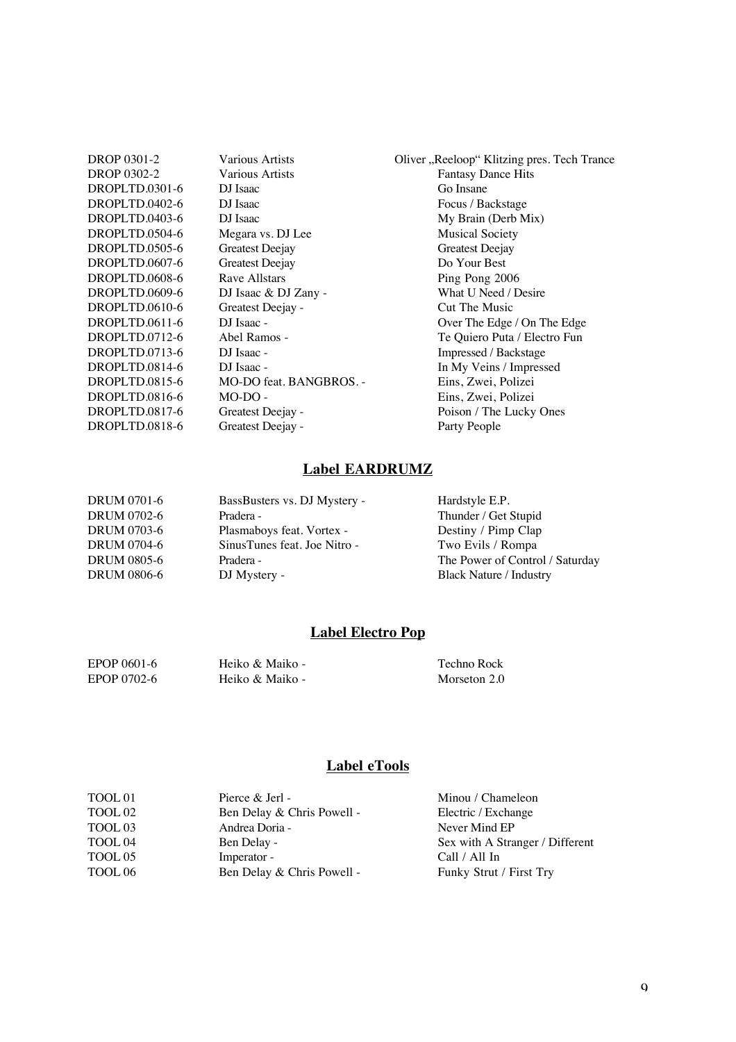| | | |
|---|---|---|
| DROP 0301-2 | Various Artists | Oliver „Reeloop" Klitzing pres. Tech Trance |
| DROP 0302-2 | Various Artists | Fantasy Dance Hits |
| DROPLTD.0301-6 | DJ Isaac | Go Insane |
| DROPLTD.0402-6 | DJ Isaac | Focus / Backstage |
| DROPLTD.0403-6 | DJ Isaac | My Brain (Derb Mix) |
| DROPLTD.0504-6 | Megara vs. DJ Lee | Musical Society |
| DROPLTD.0505-6 | Greatest Deejay | Greatest Deejay |
| DROPLTD.0607-6 | Greatest Deejay | Do Your Best |
| DROPLTD.0608-6 | Rave Allstars | Ping Pong 2006 |
| DROPLTD.0609-6 | DJ Isaac & DJ Zany - | What U Need / Desire |
| DROPLTD.0610-6 | Greatest Deejay - | Cut The Music |
| DROPLTD.0611-6 | DJ Isaac - | Over The Edge / On The Edge |
| DROPLTD.0712-6 | Abel Ramos - | Te Quiero Puta / Electro Fun |
| DROPLTD.0713-6 | DJ Isaac - | Impressed / Backstage |
| DROPLTD.0814-6 | DJ Isaac - | In My Veins / Impressed |
| DROPLTD.0815-6 | MO-DO feat. BANGBROS. - | Eins, Zwei, Polizei |
| DROPLTD.0816-6 | MO-DO - | Eins, Zwei, Polizei |
| DROPLTD.0817-6 | Greatest Deejay - | Poison / The Lucky Ones |
| DROPLTD.0818-6 | Greatest Deejay - | Party People |

## Label EARDRUMZ

| | | |
|---|---|---|
| DRUM 0701-6 | BassBusters vs. DJ Mystery - | Hardstyle E.P. |
| DRUM 0702-6 | Pradera - | Thunder / Get Stupid |
| DRUM 0703-6 | Plasmaboys feat. Vortex - | Destiny / Pimp Clap |
| DRUM 0704-6 | SinusTunes feat. Joe Nitro - | Two Evils / Rompa |
| DRUM 0805-6 | Pradera - | The Power of Control / Saturday |
| DRUM 0806-6 | DJ Mystery - | Black Nature / Industry |

## Label Electro Pop

| | | |
|---|---|---|
| EPOP 0601-6 | Heiko & Maiko - | Techno Rock |
| EPOP 0702-6 | Heiko & Maiko - | Morseton 2.0 |

## Label eTools

| | | |
|---|---|---|
| TOOL 01 | Pierce & Jerl - | Minou / Chameleon |
| TOOL 02 | Ben Delay & Chris Powell - | Electric / Exchange |
| TOOL 03 | Andrea Doria - | Never Mind EP |
| TOOL 04 | Ben Delay - | Sex with A Stranger / Different |
| TOOL 05 | Imperator - | Call / All In |
| TOOL 06 | Ben Delay & Chris Powell - | Funky Strut / First Try |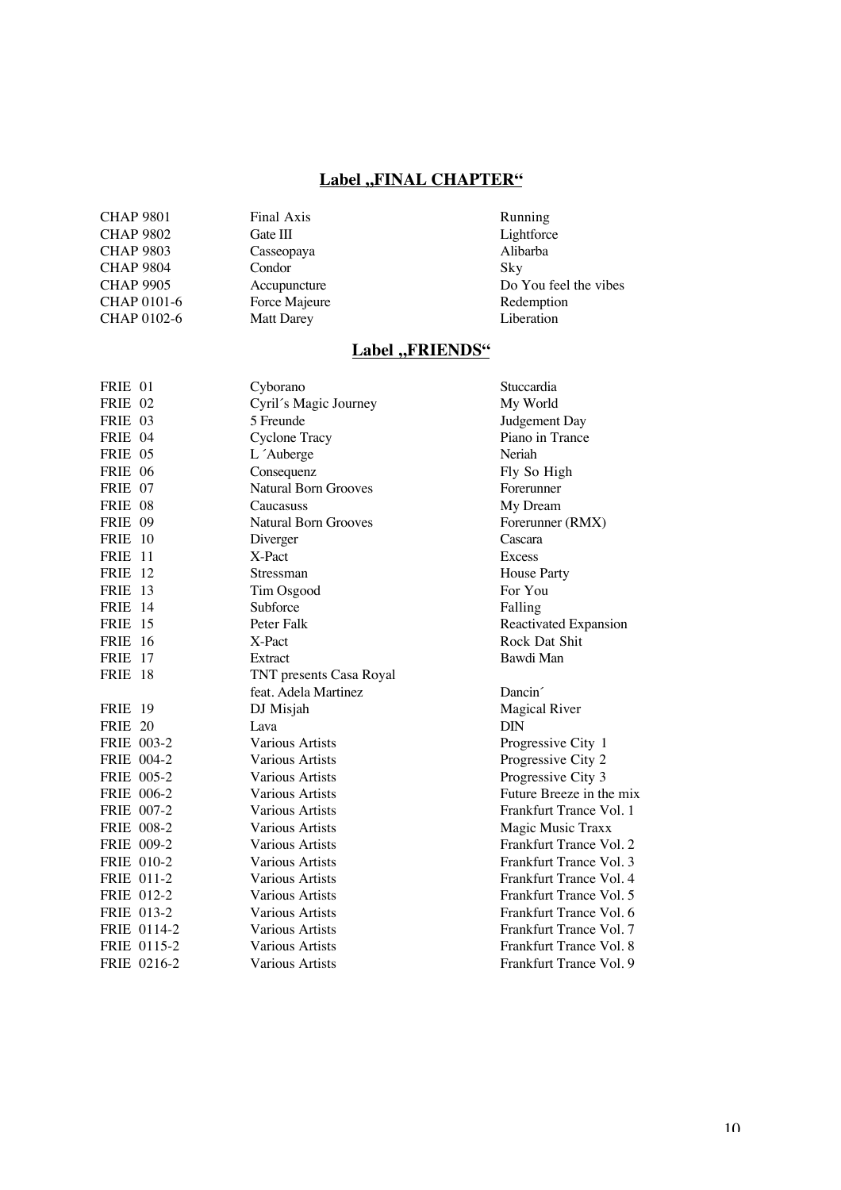## Label „FINAL CHAPTER“

| | | |
|---|---|---|
| CHAP 9801 | Final Axis | Running |
| CHAP 9802 | Gate III | Lightforce |
| CHAP 9803 | Casseopaya | Alibarba |
| CHAP 9804 | Condor | Sky |
| CHAP 9905 | Accupuncture | Do You feel the vibes |
| CHAP 0101-6 | Force Majeure | Redemption |
| CHAP 0102-6 | Matt Darey | Liberation |

## Label „FRIENDS“

| | | |
|---|---|---|
| FRIE 01 | Cyborano | Stuccardia |
| FRIE 02 | Cyril´s Magic Journey | My World |
| FRIE 03 | 5 Freunde | Judgement Day |
| FRIE 04 | Cyclone Tracy | Piano in Trance |
| FRIE 05 | L ´Auberge | Neriah |
| FRIE 06 | Consequenz | Fly So High |
| FRIE 07 | Natural Born Grooves | Forerunner |
| FRIE 08 | Caucasuss | My Dream |
| FRIE 09 | Natural Born Grooves | Forerunner (RMX) |
| FRIE 10 | Diverger | Cascara |
| FRIE 11 | X-Pact | Excess |
| FRIE 12 | Stressman | House Party |
| FRIE 13 | Tim Osgood | For You |
| FRIE 14 | Subforce | Falling |
| FRIE 15 | Peter Falk | Reactivated Expansion |
| FRIE 16 | X-Pact | Rock Dat Shit |
| FRIE 17 | Extract | Bawdi Man |
| FRIE 18 | TNT presents Casa Royal feat. Adela Martinez | Dancin´ |
| FRIE 19 | DJ Misjah | Magical River |
| FRIE 20 | Lava | DIN |
| FRIE 003-2 | Various Artists | Progressive City 1 |
| FRIE 004-2 | Various Artists | Progressive City 2 |
| FRIE 005-2 | Various Artists | Progressive City 3 |
| FRIE 006-2 | Various Artists | Future Breeze in the mix |
| FRIE 007-2 | Various Artists | Frankfurt Trance Vol. 1 |
| FRIE 008-2 | Various Artists | Magic Music Traxx |
| FRIE 009-2 | Various Artists | Frankfurt Trance Vol. 2 |
| FRIE 010-2 | Various Artists | Frankfurt Trance Vol. 3 |
| FRIE 011-2 | Various Artists | Frankfurt Trance Vol. 4 |
| FRIE 012-2 | Various Artists | Frankfurt Trance Vol. 5 |
| FRIE 013-2 | Various Artists | Frankfurt Trance Vol. 6 |
| FRIE 0114-2 | Various Artists | Frankfurt Trance Vol. 7 |
| FRIE 0115-2 | Various Artists | Frankfurt Trance Vol. 8 |
| FRIE 0216-2 | Various Artists | Frankfurt Trance Vol. 9 |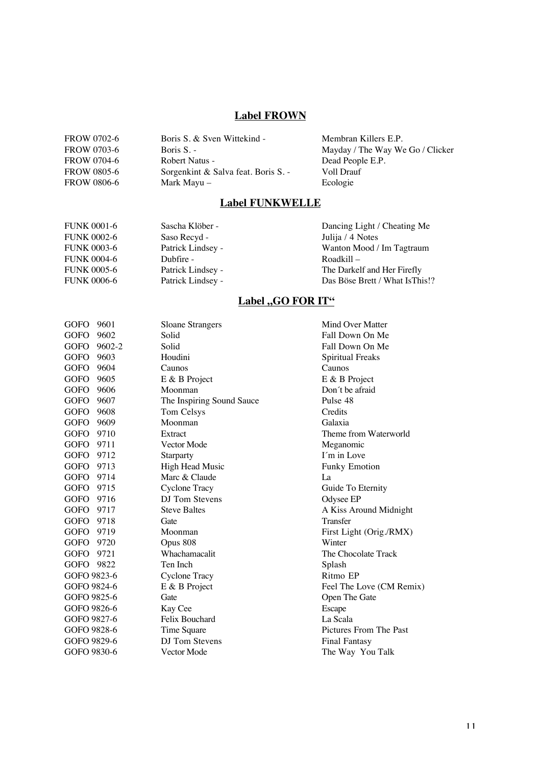## Label FROWN

| | | |
|---|---|---|
| FROW 0702-6 | Boris S. & Sven Wittekind - | Membran Killers E.P. |
| FROW 0703-6 | Boris S. - | Mayday / The Way We Go / Clicker |
| FROW 0704-6 | Robert Natus - | Dead People E.P. |
| FROW 0805-6 | Sorgenkint & Salva feat. Boris S. - | Voll Drauf |
| FROW 0806-6 | Mark Mayu – | Ecologie |

## Label FUNKWELLE

| | | |
|---|---|---|
| FUNK 0001-6 | Sascha Klöber - | Dancing Light / Cheating Me |
| FUNK 0002-6 | Saso Recyd - | Julija / 4 Notes |
| FUNK 0003-6 | Patrick Lindsey - | Wanton Mood / Im Tagtraum |
| FUNK 0004-6 | Dubfire - | Roadkill – |
| FUNK 0005-6 | Patrick Lindsey - | The Darkelf and Her Firefly |
| FUNK 0006-6 | Patrick Lindsey - | Das Böse Brett / What IsThis!? |

## Label „GO FOR IT“

| | | |
|---|---|---|
| GOFO 9601 | Sloane Strangers | Mind Over Matter |
| GOFO 9602 | Solid | Fall Down On Me |
| GOFO 9602-2 | Solid | Fall Down On Me |
| GOFO 9603 | Houdini | Spiritual Freaks |
| GOFO 9604 | Caunos | Caunos |
| GOFO 9605 | E & B Project | E & B Project |
| GOFO 9606 | Moonman | Don´t be afraid |
| GOFO 9607 | The Inspiring Sound Sauce | Pulse 48 |
| GOFO 9608 | Tom Celsys | Credits |
| GOFO 9609 | Moonman | Galaxia |
| GOFO 9710 | Extract | Theme from Waterworld |
| GOFO 9711 | Vector Mode | Meganomic |
| GOFO 9712 | Starparty | I´m in Love |
| GOFO 9713 | High Head Music | Funky Emotion |
| GOFO 9714 | Marc & Claude | La |
| GOFO 9715 | Cyclone Tracy | Guide To Eternity |
| GOFO 9716 | DJ Tom Stevens | Odysee EP |
| GOFO 9717 | Steve Baltes | A Kiss Around Midnight |
| GOFO 9718 | Gate | Transfer |
| GOFO 9719 | Moonman | First Light (Orig./RMX) |
| GOFO 9720 | Opus 808 | Winter |
| GOFO 9721 | Whachamacalit | The Chocolate Track |
| GOFO 9822 | Ten Inch | Splash |
| GOFO 9823-6 | Cyclone Tracy | Ritmo EP |
| GOFO 9824-6 | E & B Project | Feel The Love (CM Remix) |
| GOFO 9825-6 | Gate | Open The Gate |
| GOFO 9826-6 | Kay Cee | Escape |
| GOFO 9827-6 | Felix Bouchard | La Scala |
| GOFO 9828-6 | Time Square | Pictures From The Past |
| GOFO 9829-6 | DJ Tom Stevens | Final Fantasy |
| GOFO 9830-6 | Vector Mode | The Way You Talk |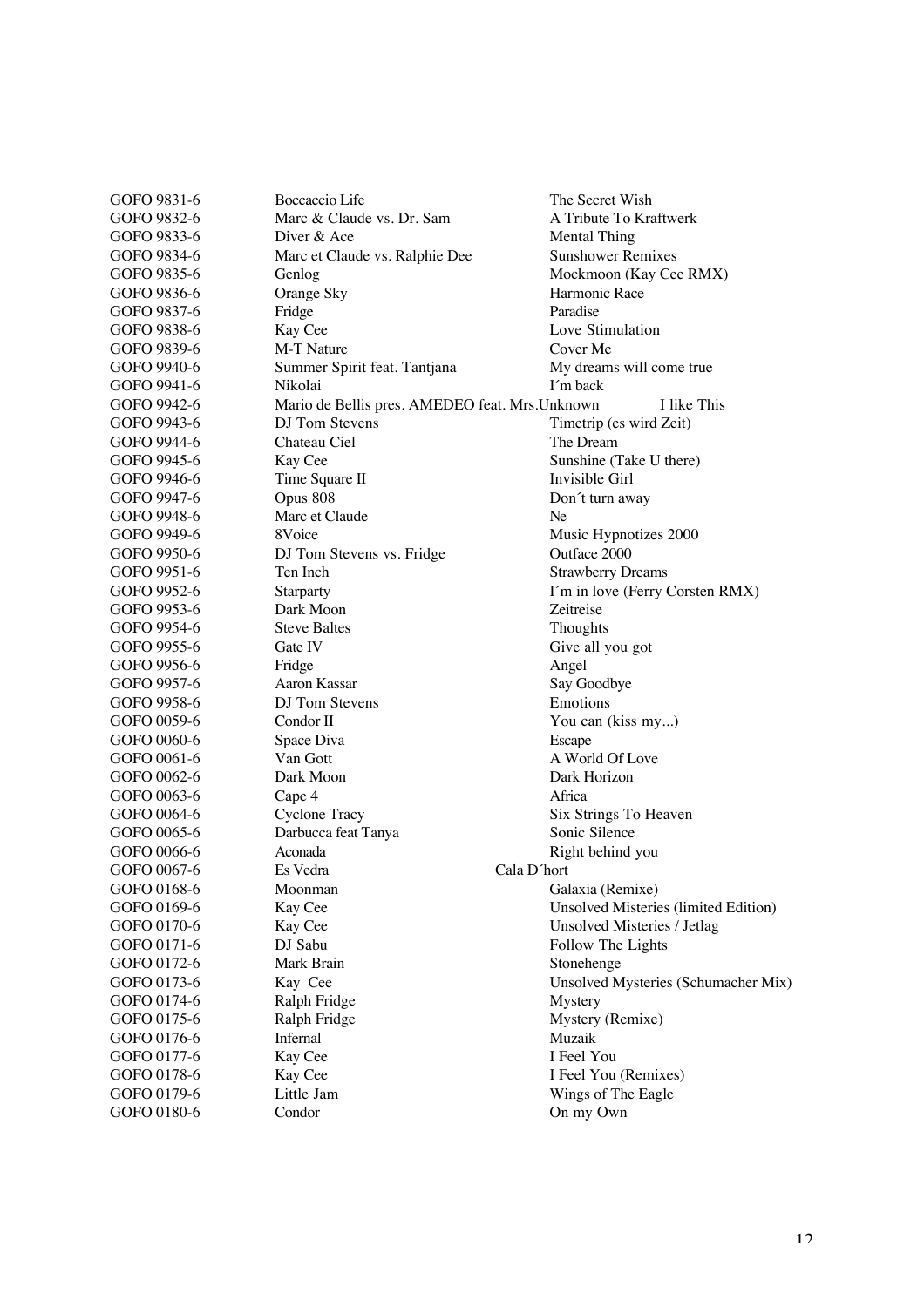| | | |
|---|---|---|
| GOFO 9831-6 | Boccaccio Life | The Secret Wish |
| GOFO 9832-6 | Marc & Claude vs. Dr. Sam | A Tribute To Kraftwerk |
| GOFO 9833-6 | Diver & Ace | Mental Thing |
| GOFO 9834-6 | Marc et Claude vs. Ralphie Dee | Sunshower Remixes |
| GOFO 9835-6 | Genlog | Mockmoon (Kay Cee RMX) |
| GOFO 9836-6 | Orange Sky | Harmonic Race |
| GOFO 9837-6 | Fridge | Paradise |
| GOFO 9838-6 | Kay Cee | Love Stimulation |
| GOFO 9839-6 | M-T Nature | Cover Me |
| GOFO 9940-6 | Summer Spirit feat. Tantjana | My dreams will come true |
| GOFO 9941-6 | Nikolai | I´m back |
| GOFO 9942-6 | Mario de Bellis pres. AMEDEO feat. Mrs.Unknown | I like This |
| GOFO 9943-6 | DJ Tom Stevens | Timetrip (es wird Zeit) |
| GOFO 9944-6 | Chateau Ciel | The Dream |
| GOFO 9945-6 | Kay Cee | Sunshine (Take U there) |
| GOFO 9946-6 | Time Square II | Invisible Girl |
| GOFO 9947-6 | Opus 808 | Don´t turn away |
| GOFO 9948-6 | Marc et Claude | Ne |
| GOFO 9949-6 | 8Voice | Music Hypnotizes 2000 |
| GOFO 9950-6 | DJ Tom Stevens vs. Fridge | Outface 2000 |
| GOFO 9951-6 | Ten Inch | Strawberry Dreams |
| GOFO 9952-6 | Starparty | I´m in love (Ferry Corsten RMX) |
| GOFO 9953-6 | Dark Moon | Zeitreise |
| GOFO 9954-6 | Steve Baltes | Thoughts |
| GOFO 9955-6 | Gate IV | Give all you got |
| GOFO 9956-6 | Fridge | Angel |
| GOFO 9957-6 | Aaron Kassar | Say Goodbye |
| GOFO 9958-6 | DJ Tom Stevens | Emotions |
| GOFO 0059-6 | Condor II | You can (kiss my...) |
| GOFO 0060-6 | Space Diva | Escape |
| GOFO 0061-6 | Van Gott | A World Of Love |
| GOFO 0062-6 | Dark Moon | Dark Horizon |
| GOFO 0063-6 | Cape 4 | Africa |
| GOFO 0064-6 | Cyclone Tracy | Six Strings To Heaven |
| GOFO 0065-6 | Darbucca feat Tanya | Sonic Silence |
| GOFO 0066-6 | Aconada | Right behind you |
| GOFO 0067-6 | Es Vedra | Cala D´hort |
| GOFO 0168-6 | Moonman | Galaxia (Remixe) |
| GOFO 0169-6 | Kay Cee | Unsolved Misteries (limited Edition) |
| GOFO 0170-6 | Kay Cee | Unsolved Misteries / Jetlag |
| GOFO 0171-6 | DJ Sabu | Follow The Lights |
| GOFO 0172-6 | Mark Brain | Stonehenge |
| GOFO 0173-6 | Kay Cee | Unsolved Mysteries (Schumacher Mix) |
| GOFO 0174-6 | Ralph Fridge | Mystery |
| GOFO 0175-6 | Ralph Fridge | Mystery (Remixe) |
| GOFO 0176-6 | Infernal | Muzaik |
| GOFO 0177-6 | Kay Cee | I Feel You |
| GOFO 0178-6 | Kay Cee | I Feel You (Remixes) |
| GOFO 0179-6 | Little Jam | Wings of The Eagle |
| GOFO 0180-6 | Condor | On my Own |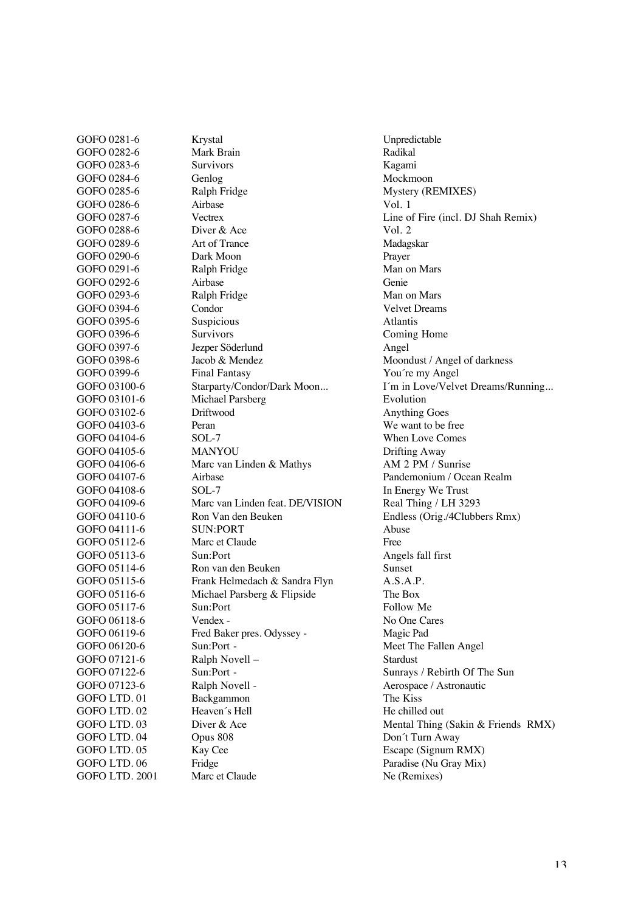| | | |
|---|---|---|
| GOFO 0281-6 | Krystal | Unpredictable |
| GOFO 0282-6 | Mark Brain | Radikal |
| GOFO 0283-6 | Survivors | Kagami |
| GOFO 0284-6 | Genlog | Mockmoon |
| GOFO 0285-6 | Ralph Fridge | Mystery (REMIXES) |
| GOFO 0286-6 | Airbase | Vol. 1 |
| GOFO 0287-6 | Vectrex | Line of Fire (incl. DJ Shah Remix) |
| GOFO 0288-6 | Diver & Ace | Vol. 2 |
| GOFO 0289-6 | Art of Trance | Madagskar |
| GOFO 0290-6 | Dark Moon | Prayer |
| GOFO 0291-6 | Ralph Fridge | Man on Mars |
| GOFO 0292-6 | Airbase | Genie |
| GOFO 0293-6 | Ralph Fridge | Man on Mars |
| GOFO 0394-6 | Condor | Velvet Dreams |
| GOFO 0395-6 | Suspicious | Atlantis |
| GOFO 0396-6 | Survivors | Coming Home |
| GOFO 0397-6 | Jezper Söderlund | Angel |
| GOFO 0398-6 | Jacob & Mendez | Moondust / Angel of darkness |
| GOFO 0399-6 | Final Fantasy | You´re my Angel |
| GOFO 03100-6 | Starparty/Condor/Dark Moon... | I´m in Love/Velvet Dreams/Running... |
| GOFO 03101-6 | Michael Parsberg | Evolution |
| GOFO 03102-6 | Driftwood | Anything Goes |
| GOFO 04103-6 | Peran | We want to be free |
| GOFO 04104-6 | SOL-7 | When Love Comes |
| GOFO 04105-6 | MANYOU | Drifting Away |
| GOFO 04106-6 | Marc van Linden & Mathys | AM 2 PM / Sunrise |
| GOFO 04107-6 | Airbase | Pandemonium / Ocean Realm |
| GOFO 04108-6 | SOL-7 | In Energy We Trust |
| GOFO 04109-6 | Marc van Linden feat. DE/VISION | Real Thing / LH 3293 |
| GOFO 04110-6 | Ron Van den Beuken | Endless (Orig./4Clubbers Rmx) |
| GOFO 04111-6 | SUN:PORT | Abuse |
| GOFO 05112-6 | Marc et Claude | Free |
| GOFO 05113-6 | Sun:Port | Angels fall first |
| GOFO 05114-6 | Ron van den Beuken | Sunset |
| GOFO 05115-6 | Frank Helmedach & Sandra Flyn | A.S.A.P. |
| GOFO 05116-6 | Michael Parsberg & Flipside | The Box |
| GOFO 05117-6 | Sun:Port | Follow Me |
| GOFO 06118-6 | Vendex - | No One Cares |
| GOFO 06119-6 | Fred Baker pres. Odyssey - | Magic Pad |
| GOFO 06120-6 | Sun:Port - | Meet The Fallen Angel |
| GOFO 07121-6 | Ralph Novell – | Stardust |
| GOFO 07122-6 | Sun:Port - | Sunrays / Rebirth Of The Sun |
| GOFO 07123-6 | Ralph Novell - | Aerospace / Astronautic |
| GOFO LTD. 01 | Backgammon | The Kiss |
| GOFO LTD. 02 | Heaven´s Hell | He chilled out |
| GOFO LTD. 03 | Diver & Ace | Mental Thing (Sakin & Friends RMX) |
| GOFO LTD. 04 | Opus 808 | Don´t Turn Away |
| GOFO LTD. 05 | Kay Cee | Escape (Signum RMX) |
| GOFO LTD. 06 | Fridge | Paradise (Nu Gray Mix) |
| GOFO LTD. 2001 | Marc et Claude | Ne (Remixes) |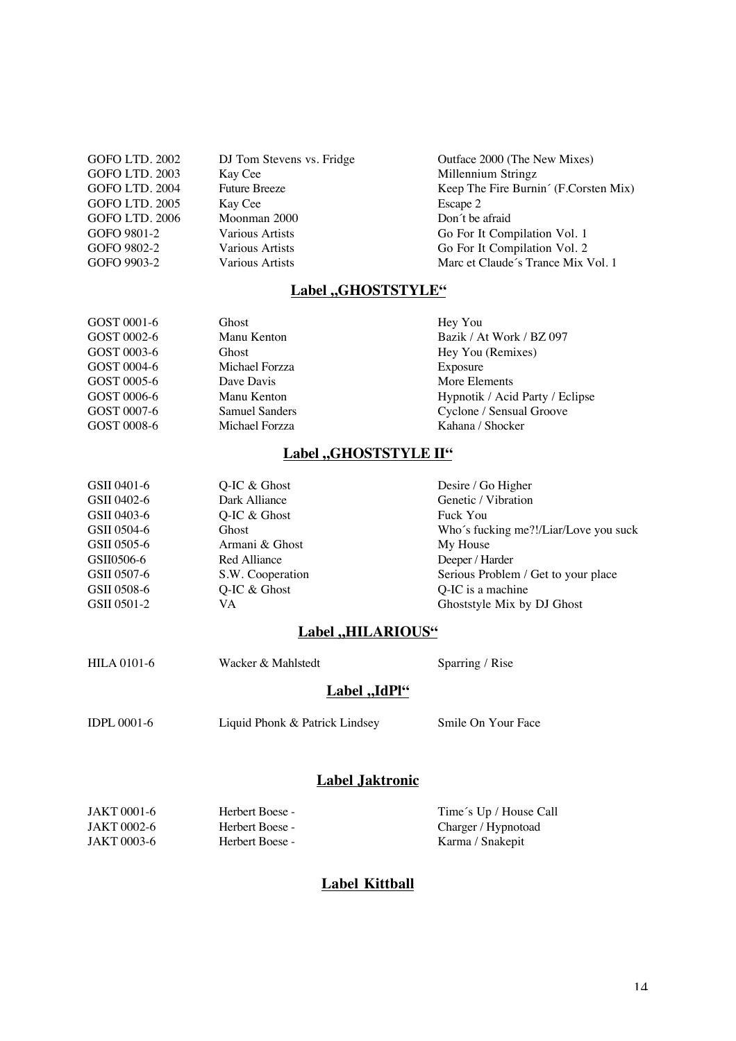| | | |
|---|---|---|
| GOFO LTD. 2002 | DJ Tom Stevens vs. Fridge | Outface 2000 (The New Mixes) |
| GOFO LTD. 2003 | Kay Cee | Millennium Stringz |
| GOFO LTD. 2004 | Future Breeze | Keep The Fire Burnin´ (F.Corsten Mix) |
| GOFO LTD. 2005 | Kay Cee | Escape 2 |
| GOFO LTD. 2006 | Moonman 2000 | Don´t be afraid |
| GOFO 9801-2 | Various Artists | Go For It Compilation Vol. 1 |
| GOFO 9802-2 | Various Artists | Go For It Compilation Vol. 2 |
| GOFO 9903-2 | Various Artists | Marc et Claude´s Trance Mix Vol. 1 |

## Label „GHOSTSTYLE“

| | | |
|---|---|---|
| GOST 0001-6 | Ghost | Hey You |
| GOST 0002-6 | Manu Kenton | Bazik / At Work / BZ 097 |
| GOST 0003-6 | Ghost | Hey You (Remixes) |
| GOST 0004-6 | Michael Forzza | Exposure |
| GOST 0005-6 | Dave Davis | More Elements |
| GOST 0006-6 | Manu Kenton | Hypnotik / Acid Party / Eclipse |
| GOST 0007-6 | Samuel Sanders | Cyclone / Sensual Groove |
| GOST 0008-6 | Michael Forzza | Kahana / Shocker |

## Label „GHOSTSTYLE II“

| | | |
|---|---|---|
| GSII 0401-6 | Q-IC & Ghost | Desire / Go Higher |
| GSII 0402-6 | Dark Alliance | Genetic / Vibration |
| GSII 0403-6 | Q-IC & Ghost | Fuck You |
| GSII 0504-6 | Ghost | Who´s fucking me?!/Liar/Love you suck |
| GSII 0505-6 | Armani & Ghost | My House |
| GSII0506-6 | Red Alliance | Deeper / Harder |
| GSII 0507-6 | S.W. Cooperation | Serious Problem / Get to your place |
| GSII 0508-6 | Q-IC & Ghost | Q-IC is a machine |
| GSII 0501-2 | VA | Ghoststyle Mix by DJ Ghost |

## Label „HILARIOUS“

| | | |
|---|---|---|
| HILA 0101-6 | Wacker & Mahlstedt | Sparring / Rise |

## Label „IdPl“

| | | |
|---|---|---|
| IDPL 0001-6 | Liquid Phonk & Patrick Lindsey | Smile On Your Face |

## Label Jaktronic

| | | |
|---|---|---|
| JAKT 0001-6 | Herbert Boese - | Time´s Up / House Call |
| JAKT 0002-6 | Herbert Boese - | Charger / Hypnotoad |
| JAKT 0003-6 | Herbert Boese - | Karma / Snakepit |

## Label Kittball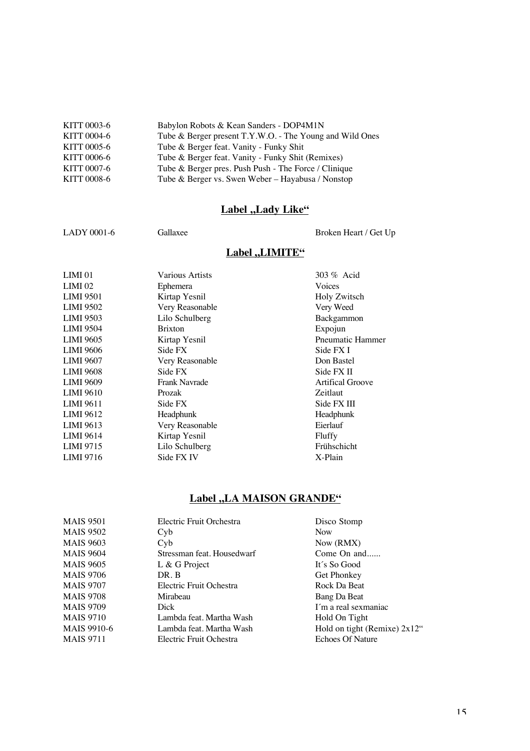| | |
|---|---|
| KITT 0003-6 | Babylon Robots & Kean Sanders - DOP4M1N |
| KITT 0004-6 | Tube & Berger present T.Y.W.O. - The Young and Wild Ones |
| KITT 0005-6 | Tube & Berger feat. Vanity - Funky Shit |
| KITT 0006-6 | Tube & Berger feat. Vanity - Funky Shit (Remixes) |
| KITT 0007-6 | Tube & Berger pres. Push Push - The Force / Clinique |
| KITT 0008-6 | Tube & Berger vs. Swen Weber – Hayabusa / Nonstop |

## **Label „Lady Like“**

| | | |
|---|---|---|
| LADY 0001-6 | Gallaxee | Broken Heart / Get Up |

## **Label „LIMITE“**

| | | |
|---|---|---|
| LIMI 01 | Various Artists | 303 % Acid |
| LIMI 02 | Ephemera | Voices |
| LIMI 9501 | Kirtap Yesnil | Holy Zwitsch |
| LIMI 9502 | Very Reasonable | Very Weed |
| LIMI 9503 | Lilo Schulberg | Backgammon |
| LIMI 9504 | Brixton | Expojun |
| LIMI 9605 | Kirtap Yesnil | Pneumatic Hammer |
| LIMI 9606 | Side FX | Side FX I |
| LIMI 9607 | Very Reasonable | Don Bastel |
| LIMI 9608 | Side FX | Side FX II |
| LIMI 9609 | Frank Navrade | Artifical Groove |
| LIMI 9610 | Prozak | Zeitlaut |
| LIMI 9611 | Side FX | Side FX III |
| LIMI 9612 | Headphunk | Headphunk |
| LIMI 9613 | Very Reasonable | Eierlauf |
| LIMI 9614 | Kirtap Yesnil | Fluffy |
| LIMI 9715 | Lilo Schulberg | Frühschicht |
| LIMI 9716 | Side FX IV | X-Plain |

## **Label „LA MAISON GRANDE“**

| | | |
|---|---|---|
| MAIS 9501 | Electric Fruit Orchestra | Disco Stomp |
| MAIS 9502 | Cyb | Now |
| MAIS 9603 | Cyb | Now (RMX) |
| MAIS 9604 | Stressman feat. Housedwarf | Come On and...... |
| MAIS 9605 | L & G Project | It´s So Good |
| MAIS 9706 | DR. B | Get Phonkey |
| MAIS 9707 | Electric Fruit Ochestra | Rock Da Beat |
| MAIS 9708 | Mirabeau | Bang Da Beat |
| MAIS 9709 | Dick | I´m a real sexmaniac |
| MAIS 9710 | Lambda feat. Martha Wash | Hold On Tight |
| MAIS 9910-6 | Lambda feat. Martha Wash | Hold on tight (Remixe) 2x12“ |
| MAIS 9711 | Electric Fruit Ochestra | Echoes Of Nature |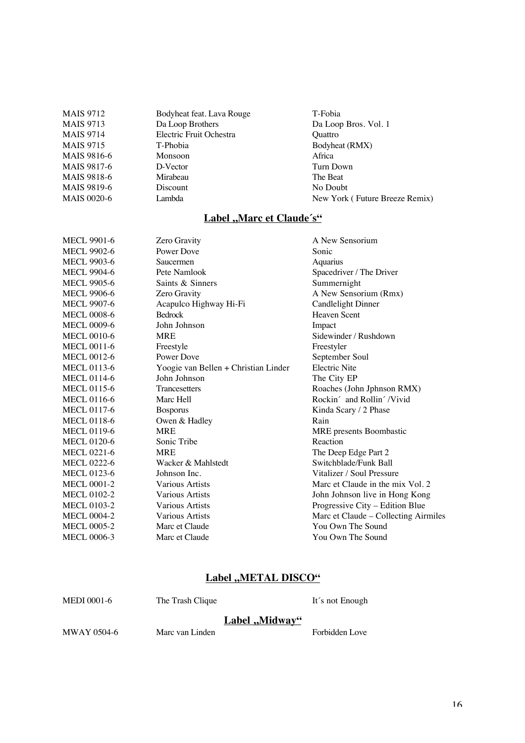| | | |
|---|---|---|
| MAIS 9712 | Bodyheat feat. Lava Rouge | T-Fobia |
| MAIS 9713 | Da Loop Brothers | Da Loop Bros. Vol. 1 |
| MAIS 9714 | Electric Fruit Ochestra | Quattro |
| MAIS 9715 | T-Phobia | Bodyheat (RMX) |
| MAIS 9816-6 | Monsoon | Africa |
| MAIS 9817-6 | D-Vector | Turn Down |
| MAIS 9818-6 | Mirabeau | The Beat |
| MAIS 9819-6 | Discount | No Doubt |
| MAIS 0020-6 | Lambda | New York ( Future Breeze Remix) |

## Label „Marc et Claude´s"

| | | |
|---|---|---|
| MECL 9901-6 | Zero Gravity | A New Sensorium |
| MECL 9902-6 | Power Dove | Sonic |
| MECL 9903-6 | Saucermen | Aquarius |
| MECL 9904-6 | Pete Namlook | Spacedriver / The Driver |
| MECL 9905-6 | Saints & Sinners | Summernight |
| MECL 9906-6 | Zero Gravity | A New Sensorium (Rmx) |
| MECL 9907-6 | Acapulco Highway Hi-Fi | Candlelight Dinner |
| MECL 0008-6 | Bedrock | Heaven Scent |
| MECL 0009-6 | John Johnson | Impact |
| MECL 0010-6 | MRE | Sidewinder / Rushdown |
| MECL 0011-6 | Freestyle | Freestyler |
| MECL 0012-6 | Power Dove | September Soul |
| MECL 0113-6 | Yoogie van Bellen + Christian Linder | Electric Nite |
| MECL 0114-6 | John Johnson | The City EP |
| MECL 0115-6 | Trancesetters | Roaches (John Jphnson RMX) |
| MECL 0116-6 | Marc Hell | Rockin´ and Rollin´ /Vivid |
| MECL 0117-6 | Bosporus | Kinda Scary / 2 Phase |
| MECL 0118-6 | Owen & Hadley | Rain |
| MECL 0119-6 | MRE | MRE presents Boombastic |
| MECL 0120-6 | Sonic Tribe | Reaction |
| MECL 0221-6 | MRE | The Deep Edge Part 2 |
| MECL 0222-6 | Wacker & Mahlstedt | Switchblade/Funk Ball |
| MECL 0123-6 | Johnson Inc. | Vitalizer / Soul Pressure |
| MECL 0001-2 | Various Artists | Marc et Claude in the mix Vol. 2 |
| MECL 0102-2 | Various Artists | John Johnson live in Hong Kong |
| MECL 0103-2 | Various Artists | Progressive City – Edition Blue |
| MECL 0004-2 | Various Artists | Marc et Claude – Collecting Airmiles |
| MECL 0005-2 | Marc et Claude | You Own The Sound |
| MECL 0006-3 | Marc et Claude | You Own The Sound |

## Label „METAL DISCO"

| | | |
|---|---|---|
| MEDI 0001-6 | The Trash Clique | It´s not Enough |

## Label „Midway"

| | | |
|---|---|---|
| MWAY 0504-6 | Marc van Linden | Forbidden Love |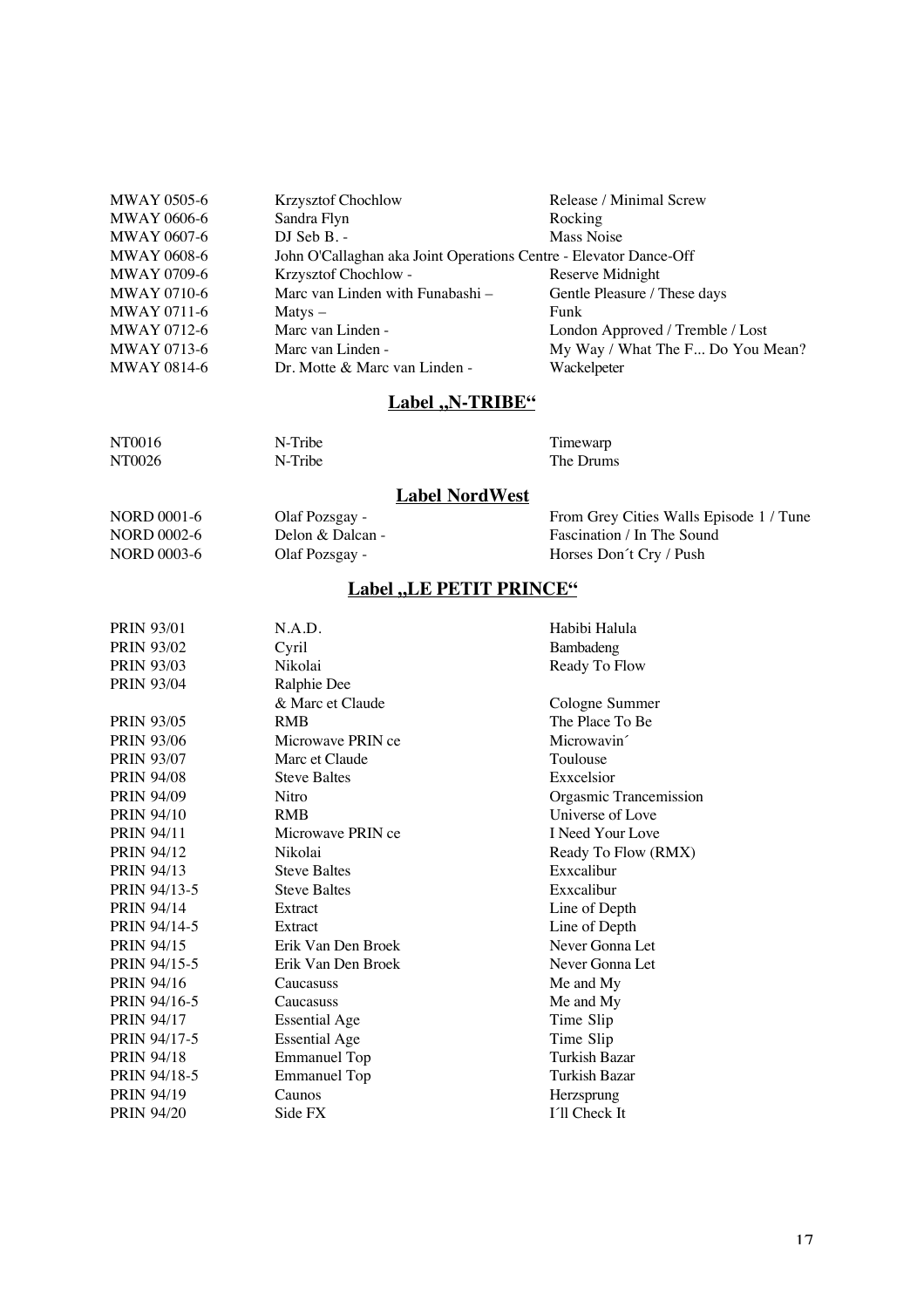| | | |
|---|---|---|
| MWAY 0505-6 | Krzysztof Chochlow | Release / Minimal Screw |
| MWAY 0606-6 | Sandra Flyn | Rocking |
| MWAY 0607-6 | DJ Seb B. - | Mass Noise |
| MWAY 0608-6 | John O'Callaghan aka Joint Operations Centre - Elevator Dance-Off | |
| MWAY 0709-6 | Krzysztof Chochlow - | Reserve Midnight |
| MWAY 0710-6 | Marc van Linden with Funabashi – | Gentle Pleasure / These days |
| MWAY 0711-6 | Matys – | Funk |
| MWAY 0712-6 | Marc van Linden - | London Approved / Tremble / Lost |
| MWAY 0713-6 | Marc van Linden - | My Way / What The F... Do You Mean? |
| MWAY 0814-6 | Dr. Motte & Marc van Linden - | Wackelpeter |

## Label „N-TRIBE"

| | | |
|---|---|---|
| NT0016 | N-Tribe | Timewarp |
| NT0026 | N-Tribe | The Drums |

## Label NordWest

| | | |
|---|---|---|
| NORD 0001-6 | Olaf Pozsgay - | From Grey Cities Walls Episode 1 / Tune |
| NORD 0002-6 | Delon & Dalcan - | Fascination / In The Sound |
| NORD 0003-6 | Olaf Pozsgay - | Horses Don´t Cry / Push |

## Label „LE PETIT PRINCE"

| | | |
|---|---|---|
| PRIN 93/01 | N.A.D. | Habibi Halula |
| PRIN 93/02 | Cyril | Bambadeng |
| PRIN 93/03 | Nikolai | Ready To Flow |
| PRIN 93/04 | Ralphie Dee & Marc et Claude | Cologne Summer |
| PRIN 93/05 | RMB | The Place To Be |
| PRIN 93/06 | Microwave PRIN ce | Microwavin´ |
| PRIN 93/07 | Marc et Claude | Toulouse |
| PRIN 94/08 | Steve Baltes | Exxcelsior |
| PRIN 94/09 | Nitro | Orgasmic Trancemission |
| PRIN 94/10 | RMB | Universe of Love |
| PRIN 94/11 | Microwave PRIN ce | I Need Your Love |
| PRIN 94/12 | Nikolai | Ready To Flow (RMX) |
| PRIN 94/13 | Steve Baltes | Exxcalibur |
| PRIN 94/13-5 | Steve Baltes | Exxcalibur |
| PRIN 94/14 | Extract | Line of Depth |
| PRIN 94/14-5 | Extract | Line of Depth |
| PRIN 94/15 | Erik Van Den Broek | Never Gonna Let |
| PRIN 94/15-5 | Erik Van Den Broek | Never Gonna Let |
| PRIN 94/16 | Caucasuss | Me and My |
| PRIN 94/16-5 | Caucasuss | Me and My |
| PRIN 94/17 | Essential Age | Time Slip |
| PRIN 94/17-5 | Essential Age | Time Slip |
| PRIN 94/18 | Emmanuel Top | Turkish Bazar |
| PRIN 94/18-5 | Emmanuel Top | Turkish Bazar |
| PRIN 94/19 | Caunos | Herzsprung |
| PRIN 94/20 | Side FX | I´ll Check It |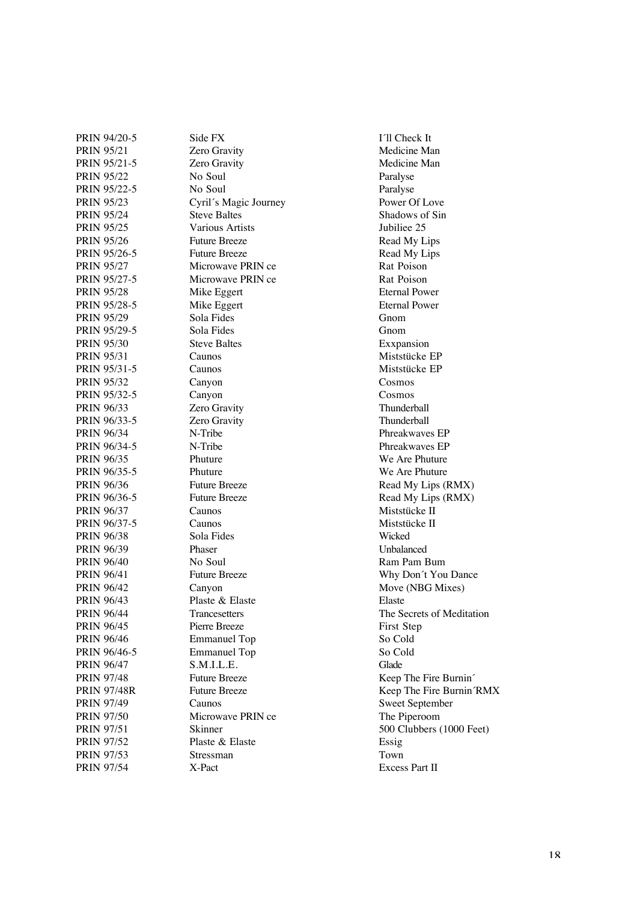| | | |
|---|---|---|
| PRIN 94/20-5 | Side FX | I´ll Check It |
| PRIN 95/21 | Zero Gravity | Medicine Man |
| PRIN 95/21-5 | Zero Gravity | Medicine Man |
| PRIN 95/22 | No Soul | Paralyse |
| PRIN 95/22-5 | No Soul | Paralyse |
| PRIN 95/23 | Cyril´s Magic Journey | Power Of Love |
| PRIN 95/24 | Steve Baltes | Shadows of Sin |
| PRIN 95/25 | Various Artists | Jubiliee 25 |
| PRIN 95/26 | Future Breeze | Read My Lips |
| PRIN 95/26-5 | Future Breeze | Read My Lips |
| PRIN 95/27 | Microwave PRIN ce | Rat Poison |
| PRIN 95/27-5 | Microwave PRIN ce | Rat Poison |
| PRIN 95/28 | Mike Eggert | Eternal Power |
| PRIN 95/28-5 | Mike Eggert | Eternal Power |
| PRIN 95/29 | Sola Fides | Gnom |
| PRIN 95/29-5 | Sola Fides | Gnom |
| PRIN 95/30 | Steve Baltes | Exxpansion |
| PRIN 95/31 | Caunos | Miststücke EP |
| PRIN 95/31-5 | Caunos | Miststücke EP |
| PRIN 95/32 | Canyon | Cosmos |
| PRIN 95/32-5 | Canyon | Cosmos |
| PRIN 96/33 | Zero Gravity | Thunderball |
| PRIN 96/33-5 | Zero Gravity | Thunderball |
| PRIN 96/34 | N-Tribe | Phreakwaves EP |
| PRIN 96/34-5 | N-Tribe | Phreakwaves EP |
| PRIN 96/35 | Phuture | We Are Phuture |
| PRIN 96/35-5 | Phuture | We Are Phuture |
| PRIN 96/36 | Future Breeze | Read My Lips (RMX) |
| PRIN 96/36-5 | Future Breeze | Read My Lips (RMX) |
| PRIN 96/37 | Caunos | Miststücke II |
| PRIN 96/37-5 | Caunos | Miststücke II |
| PRIN 96/38 | Sola Fides | Wicked |
| PRIN 96/39 | Phaser | Unbalanced |
| PRIN 96/40 | No Soul | Ram Pam Bum |
| PRIN 96/41 | Future Breeze | Why Don´t You Dance |
| PRIN 96/42 | Canyon | Move (NBG Mixes) |
| PRIN 96/43 | Plaste & Elaste | Elaste |
| PRIN 96/44 | Trancesetters | The Secrets of Meditation |
| PRIN 96/45 | Pierre Breeze | First Step |
| PRIN 96/46 | Emmanuel Top | So Cold |
| PRIN 96/46-5 | Emmanuel Top | So Cold |
| PRIN 96/47 | S.M.I.L.E. | Glade |
| PRIN 97/48 | Future Breeze | Keep The Fire Burnin´ |
| PRIN 97/48R | Future Breeze | Keep The Fire Burnin´RMX |
| PRIN 97/49 | Caunos | Sweet September |
| PRIN 97/50 | Microwave PRIN ce | The Piperoom |
| PRIN 97/51 | Skinner | 500 Clubbers (1000 Feet) |
| PRIN 97/52 | Plaste & Elaste | Essig |
| PRIN 97/53 | Stressman | Town |
| PRIN 97/54 | X-Pact | Excess Part II |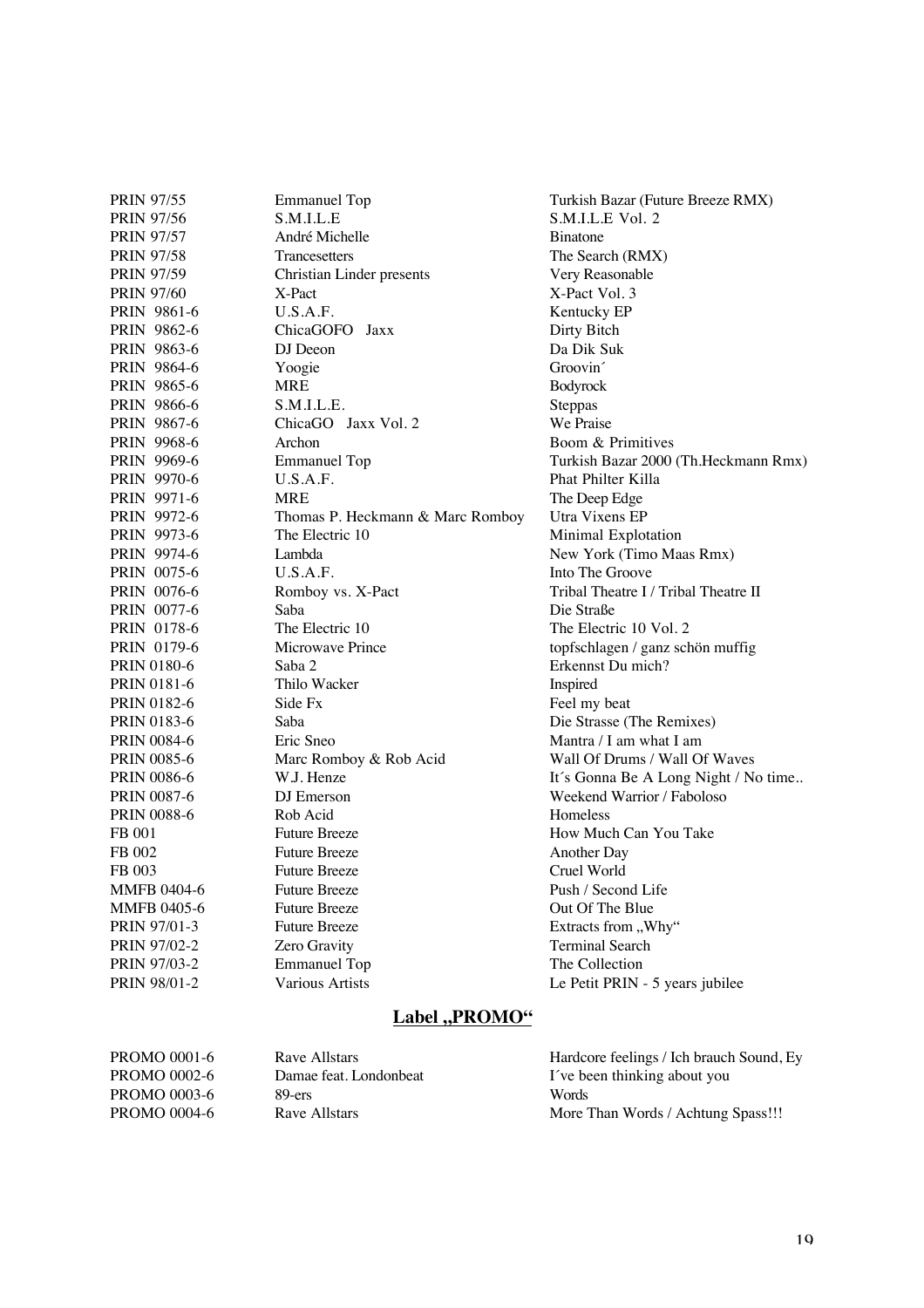| | | |
|---|---|---|
| PRIN 97/55 | Emmanuel Top | Turkish Bazar (Future Breeze RMX) |
| PRIN 97/56 | S.M.I.L.E | S.M.I.L.E Vol. 2 |
| PRIN 97/57 | André Michelle | Binatone |
| PRIN 97/58 | Trancesetters | The Search (RMX) |
| PRIN 97/59 | Christian Linder presents | Very Reasonable |
| PRIN 97/60 | X-Pact | X-Pact Vol. 3 |
| PRIN 9861-6 | U.S.A.F. | Kentucky EP |
| PRIN 9862-6 | ChicaGOFO Jaxx | Dirty Bitch |
| PRIN 9863-6 | DJ Deeon | Da Dik Suk |
| PRIN 9864-6 | Yoogie | Groovin´ |
| PRIN 9865-6 | MRE | Bodyrock |
| PRIN 9866-6 | S.M.I.L.E. | Steppas |
| PRIN 9867-6 | ChicaGO Jaxx Vol. 2 | We Praise |
| PRIN 9968-6 | Archon | Boom & Primitives |
| PRIN 9969-6 | Emmanuel Top | Turkish Bazar 2000 (Th.Heckmann Rmx) |
| PRIN 9970-6 | U.S.A.F. | Phat Philter Killa |
| PRIN 9971-6 | MRE | The Deep Edge |
| PRIN 9972-6 | Thomas P. Heckmann & Marc Romboy | Utra Vixens EP |
| PRIN 9973-6 | The Electric 10 | Minimal Explotation |
| PRIN 9974-6 | Lambda | New York (Timo Maas Rmx) |
| PRIN 0075-6 | U.S.A.F. | Into The Groove |
| PRIN 0076-6 | Romboy vs. X-Pact | Tribal Theatre I / Tribal Theatre II |
| PRIN 0077-6 | Saba | Die Straße |
| PRIN 0178-6 | The Electric 10 | The Electric 10 Vol. 2 |
| PRIN 0179-6 | Microwave Prince | topfschlagen / ganz schön muffig |
| PRIN 0180-6 | Saba 2 | Erkennst Du mich? |
| PRIN 0181-6 | Thilo Wacker | Inspired |
| PRIN 0182-6 | Side Fx | Feel my beat |
| PRIN 0183-6 | Saba | Die Strasse (The Remixes) |
| PRIN 0084-6 | Eric Sneo | Mantra / I am what I am |
| PRIN 0085-6 | Marc Romboy & Rob Acid | Wall Of Drums / Wall Of Waves |
| PRIN 0086-6 | W.J. Henze | It´s Gonna Be A Long Night / No time.. |
| PRIN 0087-6 | DJ Emerson | Weekend Warrior / Faboloso |
| PRIN 0088-6 | Rob Acid | Homeless |
| FB 001 | Future Breeze | How Much Can You Take |
| FB 002 | Future Breeze | Another Day |
| FB 003 | Future Breeze | Cruel World |
| MMFB 0404-6 | Future Breeze | Push / Second Life |
| MMFB 0405-6 | Future Breeze | Out Of The Blue |
| PRIN 97/01-3 | Future Breeze | Extracts from „Why“ |
| PRIN 97/02-2 | Zero Gravity | Terminal Search |
| PRIN 97/03-2 | Emmanuel Top | The Collection |
| PRIN 98/01-2 | Various Artists | Le Petit PRIN - 5 years jubilee |

## Label „PROMO“

| | | |
|---|---|---|
| PROMO 0001-6 | Rave Allstars | Hardcore feelings / Ich brauch Sound, Ey |
| PROMO 0002-6 | Damae feat. Londonbeat | I´ve been thinking about you |
| PROMO 0003-6 | 89-ers | Words |
| PROMO 0004-6 | Rave Allstars | More Than Words / Achtung Spass!!! |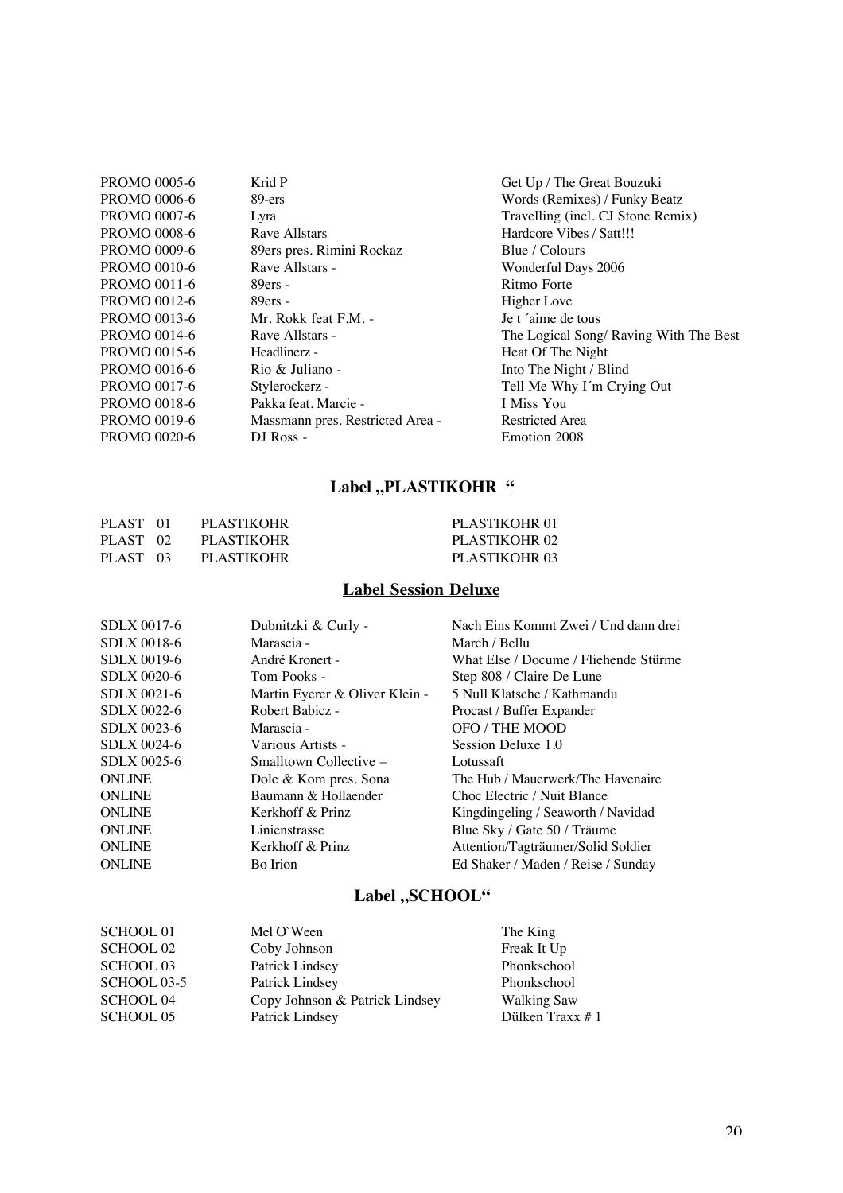| | | |
|---|---|---|
| PROMO 0005-6 | Krid P | Get Up / The Great Bouzuki |
| PROMO 0006-6 | 89-ers | Words (Remixes) / Funky Beatz |
| PROMO 0007-6 | Lyra | Travelling (incl. CJ Stone Remix) |
| PROMO 0008-6 | Rave Allstars | Hardcore Vibes / Satt!!! |
| PROMO 0009-6 | 89ers pres. Rimini Rockaz | Blue / Colours |
| PROMO 0010-6 | Rave Allstars - | Wonderful Days 2006 |
| PROMO 0011-6 | 89ers - | Ritmo Forte |
| PROMO 0012-6 | 89ers - | Higher Love |
| PROMO 0013-6 | Mr. Rokk feat F.M. - | Je t ´aime de tous |
| PROMO 0014-6 | Rave Allstars - | The Logical Song/ Raving With The Best |
| PROMO 0015-6 | Headlinerz - | Heat Of The Night |
| PROMO 0016-6 | Rio & Juliano - | Into The Night / Blind |
| PROMO 0017-6 | Stylerockerz - | Tell Me Why I´m Crying Out |
| PROMO 0018-6 | Pakka feat. Marcie - | I Miss You |
| PROMO 0019-6 | Massmann pres. Restricted Area - | Restricted Area |
| PROMO 0020-6 | DJ Ross - | Emotion 2008 |

## Label „PLASTIKOHR "

| | | |
|---|---|---|
| PLAST 01 | PLASTIKOHR | PLASTIKOHR 01 |
| PLAST 02 | PLASTIKOHR | PLASTIKOHR 02 |
| PLAST 03 | PLASTIKOHR | PLASTIKOHR 03 |

## Label Session Deluxe

| | | |
|---|---|---|
| SDLX 0017-6 | Dubnitzki & Curly - | Nach Eins Kommt Zwei / Und dann drei |
| SDLX 0018-6 | Marascia - | March / Bellu |
| SDLX 0019-6 | André Kronert - | What Else / Docume / Fliehende Stürme |
| SDLX 0020-6 | Tom Pooks - | Step 808 / Claire De Lune |
| SDLX 0021-6 | Martin Eyerer & Oliver Klein - | 5 Null Klatsche / Kathmandu |
| SDLX 0022-6 | Robert Babicz - | Procast / Buffer Expander |
| SDLX 0023-6 | Marascia - | OFO / THE MOOD |
| SDLX 0024-6 | Various Artists - | Session Deluxe 1.0 |
| SDLX 0025-6 | Smalltown Collective – | Lotussaft |
| ONLINE | Dole & Kom pres. Sona | The Hub / Mauerwerk/The Havenaire |
| ONLINE | Baumann & Hollaender | Choc Electric / Nuit Blance |
| ONLINE | Kerkhoff & Prinz | Kingdingeling / Seaworth / Navidad |
| ONLINE | Linienstrasse | Blue Sky / Gate 50 / Träume |
| ONLINE | Kerkhoff & Prinz | Attention/Tagträumer/Solid Soldier |
| ONLINE | Bo Irion | Ed Shaker / Maden / Reise / Sunday |

## Label „SCHOOL"

| | | |
|---|---|---|
| SCHOOL 01 | Mel O`Ween | The King |
| SCHOOL 02 | Coby Johnson | Freak It Up |
| SCHOOL 03 | Patrick Lindsey | Phonkschool |
| SCHOOL 03-5 | Patrick Lindsey | Phonkschool |
| SCHOOL 04 | Copy Johnson & Patrick Lindsey | Walking Saw |
| SCHOOL 05 | Patrick Lindsey | Dülken Traxx # 1 |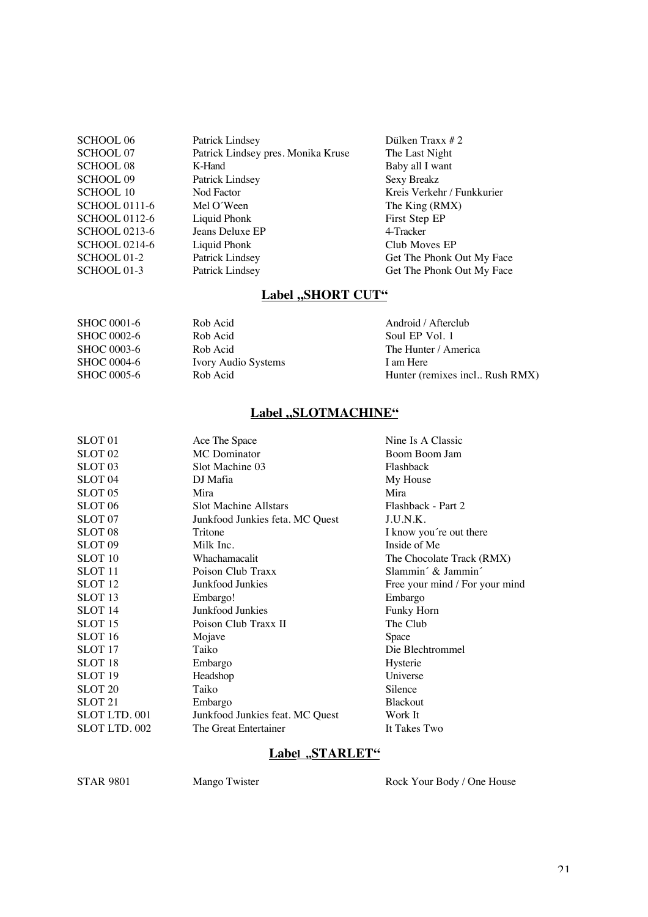| | | |
|---|---|---|
| SCHOOL 06 | Patrick Lindsey | Dülken Traxx # 2 |
| SCHOOL 07 | Patrick Lindsey pres. Monika Kruse | The Last Night |
| SCHOOL 08 | K-Hand | Baby all I want |
| SCHOOL 09 | Patrick Lindsey | Sexy Breakz |
| SCHOOL 10 | Nod Factor | Kreis Verkehr / Funkkurier |
| SCHOOL 0111-6 | Mel O´Ween | The King (RMX) |
| SCHOOL 0112-6 | Liquid Phonk | First Step EP |
| SCHOOL 0213-6 | Jeans Deluxe EP | 4-Tracker |
| SCHOOL 0214-6 | Liquid Phonk | Club Moves EP |
| SCHOOL 01-2 | Patrick Lindsey | Get The Phonk Out My Face |
| SCHOOL 01-3 | Patrick Lindsey | Get The Phonk Out My Face |

## Label „SHORT CUT“

| | | |
|---|---|---|
| SHOC 0001-6 | Rob Acid | Android / Afterclub |
| SHOC 0002-6 | Rob Acid | Soul EP Vol. 1 |
| SHOC 0003-6 | Rob Acid | The Hunter / America |
| SHOC 0004-6 | Ivory Audio Systems | I am Here |
| SHOC 0005-6 | Rob Acid | Hunter (remixes incl.. Rush RMX) |

## Label „SLOTMACHINE“

| | | |
|---|---|---|
| SLOT 01 | Ace The Space | Nine Is A Classic |
| SLOT 02 | MC Dominator | Boom Boom Jam |
| SLOT 03 | Slot Machine 03 | Flashback |
| SLOT 04 | DJ Mafia | My House |
| SLOT 05 | Mira | Mira |
| SLOT 06 | Slot Machine Allstars | Flashback - Part 2 |
| SLOT 07 | Junkfood Junkies feta. MC Quest | J.U.N.K. |
| SLOT 08 | Tritone | I know you´re out there |
| SLOT 09 | Milk Inc. | Inside of Me |
| SLOT 10 | Whachamacalit | The Chocolate Track (RMX) |
| SLOT 11 | Poison Club Traxx | Slammin´ & Jammin´ |
| SLOT 12 | Junkfood Junkies | Free your mind / For your mind |
| SLOT 13 | Embargo! | Embargo |
| SLOT 14 | Junkfood Junkies | Funky Horn |
| SLOT 15 | Poison Club Traxx II | The Club |
| SLOT 16 | Mojave | Space |
| SLOT 17 | Taiko | Die Blechtrommel |
| SLOT 18 | Embargo | Hysterie |
| SLOT 19 | Headshop | Universe |
| SLOT 20 | Taiko | Silence |
| SLOT 21 | Embargo | Blackout |
| SLOT LTD. 001 | Junkfood Junkies feat. MC Quest | Work It |
| SLOT LTD. 002 | The Great Entertainer | It Takes Two |

## Label „STARLET“

| | | |
|---|---|---|
| STAR 9801 | Mango Twister | Rock Your Body / One House |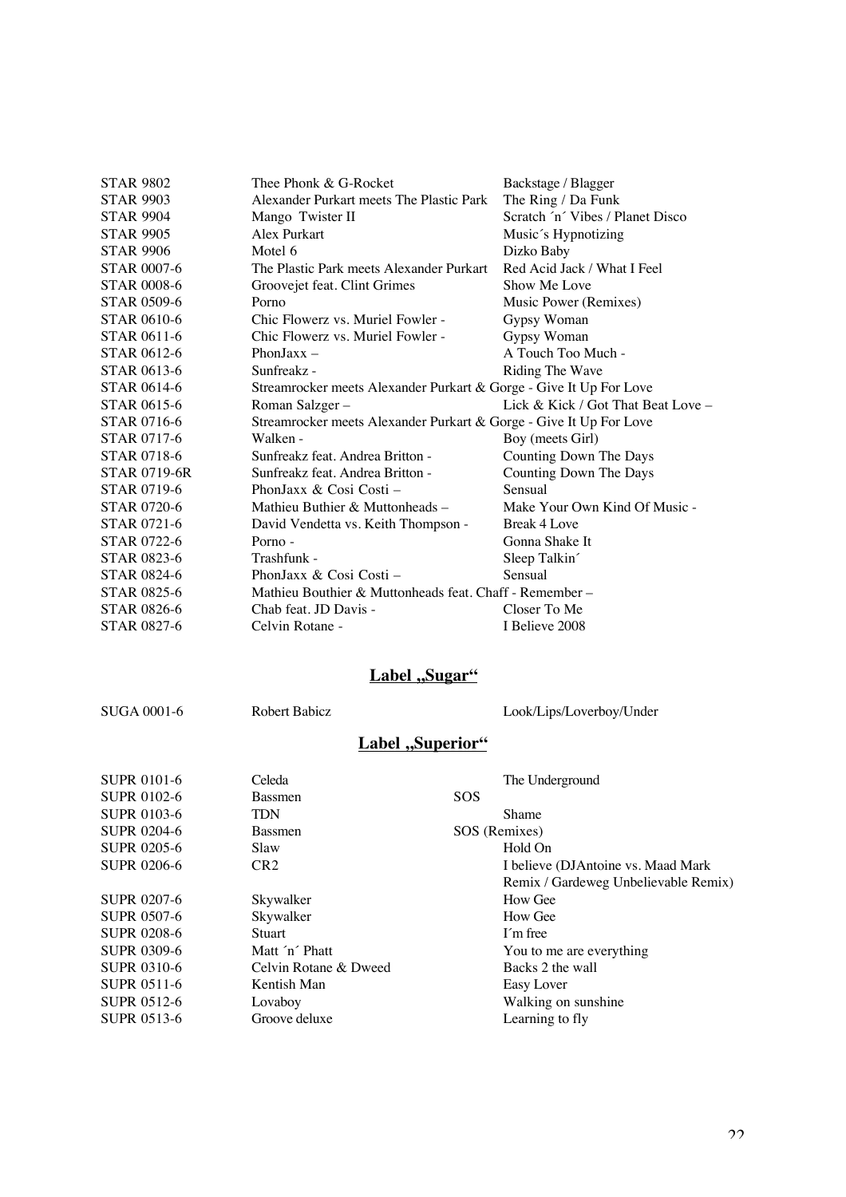| | | |
|---|---|---|
| STAR 9802 | Thee Phonk & G-Rocket | Backstage / Blagger |
| STAR 9903 | Alexander Purkart meets The Plastic Park | The Ring / Da Funk |
| STAR 9904 | Mango Twister II | Scratch ´n´ Vibes / Planet Disco |
| STAR 9905 | Alex Purkart | Music´s Hypnotizing |
| STAR 9906 | Motel 6 | Dizko Baby |
| STAR 0007-6 | The Plastic Park meets Alexander Purkart | Red Acid Jack / What I Feel |
| STAR 0008-6 | Groovejet feat. Clint Grimes | Show Me Love |
| STAR 0509-6 | Porno | Music Power (Remixes) |
| STAR 0610-6 | Chic Flowerz vs. Muriel Fowler - | Gypsy Woman |
| STAR 0611-6 | Chic Flowerz vs. Muriel Fowler - | Gypsy Woman |
| STAR 0612-6 | PhonJaxx – | A Touch Too Much - |
| STAR 0613-6 | Sunfreakz - | Riding The Wave |
| STAR 0614-6 | Streamrocker meets Alexander Purkart & Gorge - Give It Up For Love | |
| STAR 0615-6 | Roman Salzger – | Lick & Kick / Got That Beat Love – |
| STAR 0716-6 | Streamrocker meets Alexander Purkart & Gorge - Give It Up For Love | |
| STAR 0717-6 | Walken - | Boy (meets Girl) |
| STAR 0718-6 | Sunfreakz feat. Andrea Britton - | Counting Down The Days |
| STAR 0719-6R | Sunfreakz feat. Andrea Britton - | Counting Down The Days |
| STAR 0719-6 | PhonJaxx & Cosi Costi – | Sensual |
| STAR 0720-6 | Mathieu Buthier & Muttonheads – | Make Your Own Kind Of Music - |
| STAR 0721-6 | David Vendetta vs. Keith Thompson - | Break 4 Love |
| STAR 0722-6 | Porno - | Gonna Shake It |
| STAR 0823-6 | Trashfunk - | Sleep Talkin´ |
| STAR 0824-6 | PhonJaxx & Cosi Costi – | Sensual |
| STAR 0825-6 | Mathieu Bouthier & Muttonheads feat. Chaff - Remember – | |
| STAR 0826-6 | Chab feat. JD Davis - | Closer To Me |
| STAR 0827-6 | Celvin Rotane - | I Believe 2008 |

## Label „Sugar“

| | | |
|---|---|---|
| SUGA 0001-6 | Robert Babicz | Look/Lips/Loverboy/Under |

## Label „Superior“

| | | |
|---|---|---|
| SUPR 0101-6 | Celeda | The Underground |
| SUPR 0102-6 | Bassmen | SOS |
| SUPR 0103-6 | TDN | Shame |
| SUPR 0204-6 | Bassmen | SOS (Remixes) |
| SUPR 0205-6 | Slaw | Hold On |
| SUPR 0206-6 | CR2 | I believe (DJAntoine vs. Maad Mark Remix / Gardeweg Unbelievable Remix) |
| SUPR 0207-6 | Skywalker | How Gee |
| SUPR 0507-6 | Skywalker | How Gee |
| SUPR 0208-6 | Stuart | I´m free |
| SUPR 0309-6 | Matt ´n´ Phatt | You to me are everything |
| SUPR 0310-6 | Celvin Rotane & Dweed | Backs 2 the wall |
| SUPR 0511-6 | Kentish Man | Easy Lover |
| SUPR 0512-6 | Lovaboy | Walking on sunshine |
| SUPR 0513-6 | Groove deluxe | Learning to fly |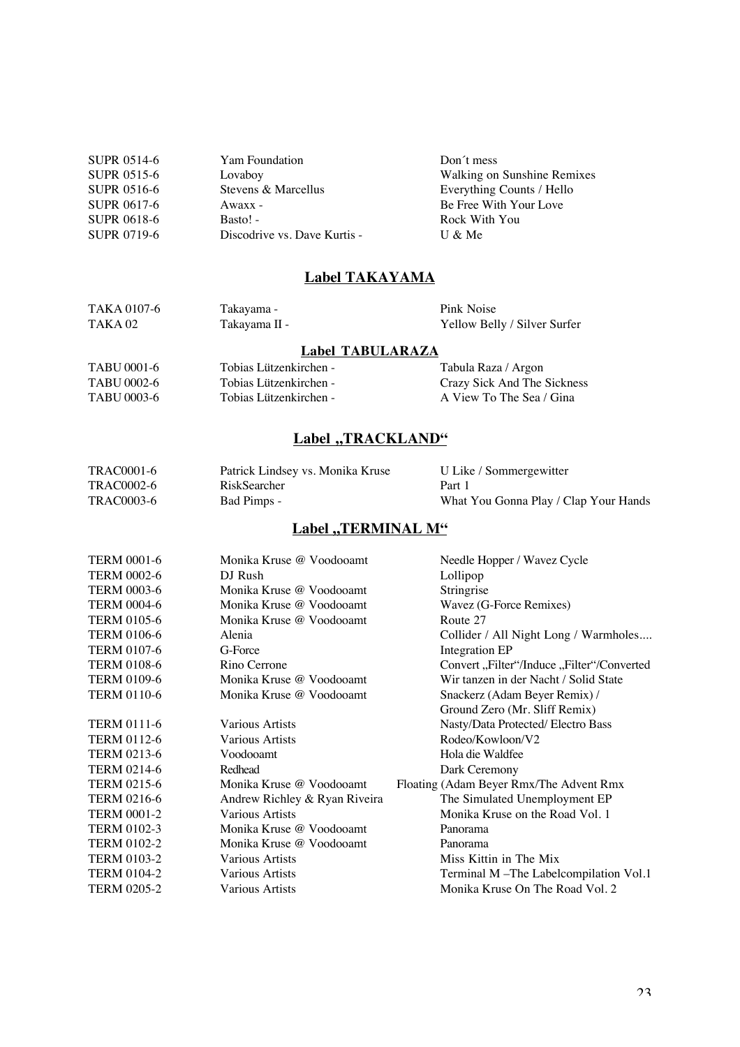| | | |
|---|---|---|
| SUPR 0514-6 | Yam Foundation | Don´t mess |
| SUPR 0515-6 | Lovaboy | Walking on Sunshine Remixes |
| SUPR 0516-6 | Stevens & Marcellus | Everything Counts / Hello |
| SUPR 0617-6 | Awaxx - | Be Free With Your Love |
| SUPR 0618-6 | Basto! - | Rock With You |
| SUPR 0719-6 | Discodrive vs. Dave Kurtis - | U & Me |

## Label TAKAYAMA

| | | |
|---|---|---|
| TAKA 0107-6 | Takayama - | Pink Noise |
| TAKA 02 | Takayama II - | Yellow Belly / Silver Surfer |

## Label TABULARAZA

| | | |
|---|---|---|
| TABU 0001-6 | Tobias Lützenkirchen - | Tabula Raza / Argon |
| TABU 0002-6 | Tobias Lützenkirchen - | Crazy Sick And The Sickness |
| TABU 0003-6 | Tobias Lützenkirchen - | A View To The Sea / Gina |

## Label „TRACKLAND“

| | | |
|---|---|---|
| TRAC0001-6 | Patrick Lindsey vs. Monika Kruse | U Like / Sommergewitter |
| TRAC0002-6 | RiskSearcher | Part 1 |
| TRAC0003-6 | Bad Pimps - | What You Gonna Play / Clap Your Hands |

## Label „TERMINAL M“

| | | |
|---|---|---|
| TERM 0001-6 | Monika Kruse @ Voodooamt | Needle Hopper / Wavez Cycle |
| TERM 0002-6 | DJ Rush | Lollipop |
| TERM 0003-6 | Monika Kruse @ Voodooamt | Stringrise |
| TERM 0004-6 | Monika Kruse @ Voodooamt | Wavez (G-Force Remixes) |
| TERM 0105-6 | Monika Kruse @ Voodooamt | Route 27 |
| TERM 0106-6 | Alenia | Collider / All Night Long / Warmholes.... |
| TERM 0107-6 | G-Force | Integration EP |
| TERM 0108-6 | Rino Cerrone | Convert „Filter“/Induce „Filter“/Converted |
| TERM 0109-6 | Monika Kruse @ Voodooamt | Wir tanzen in der Nacht / Solid State |
| TERM 0110-6 | Monika Kruse @ Voodooamt | Snackerz (Adam Beyer Remix) / Ground Zero (Mr. Sliff Remix) |
| TERM 0111-6 | Various Artists | Nasty/Data Protected/ Electro Bass |
| TERM 0112-6 | Various Artists | Rodeo/Kowloon/V2 |
| TERM 0213-6 | Voodooamt | Hola die Waldfee |
| TERM 0214-6 | Redhead | Dark Ceremony |
| TERM 0215-6 | Monika Kruse @ Voodooamt | Floating (Adam Beyer Rmx/The Advent Rmx |
| TERM 0216-6 | Andrew Richley & Ryan Riveira | The Simulated Unemployment EP |
| TERM 0001-2 | Various Artists | Monika Kruse on the Road Vol. 1 |
| TERM 0102-3 | Monika Kruse @ Voodooamt | Panorama |
| TERM 0102-2 | Monika Kruse @ Voodooamt | Panorama |
| TERM 0103-2 | Various Artists | Miss Kittin in The Mix |
| TERM 0104-2 | Various Artists | Terminal M –The Labelcompilation Vol.1 |
| TERM 0205-2 | Various Artists | Monika Kruse On The Road Vol. 2 |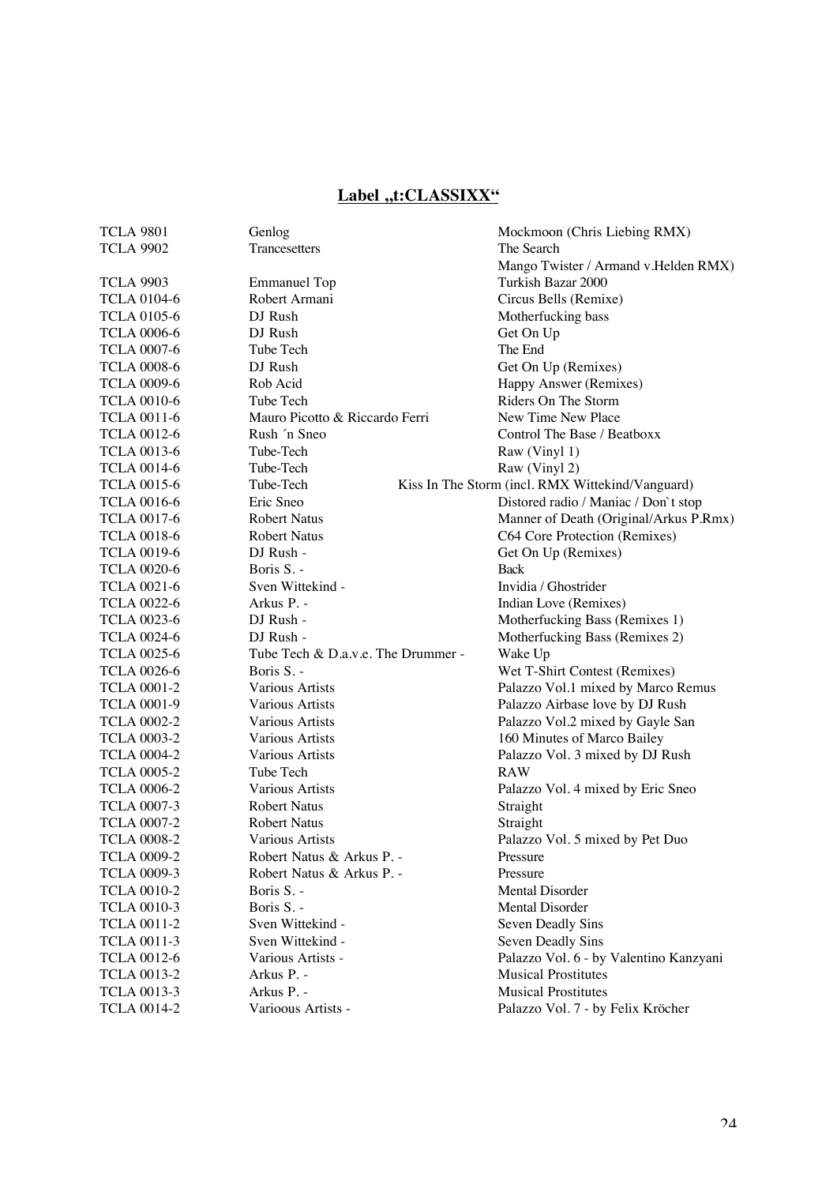## Label „t:CLASSIXX“

| | | |
|---|---|---|
| TCLA 9801 | Genlog | Mockmoon (Chris Liebing RMX) |
| TCLA 9902 | Trancesetters | The Search |
| | | Mango Twister / Armand v.Helden RMX) |
| TCLA 9903 | Emmanuel Top | Turkish Bazar 2000 |
| TCLA 0104-6 | Robert Armani | Circus Bells (Remixe) |
| TCLA 0105-6 | DJ Rush | Motherfucking bass |
| TCLA 0006-6 | DJ Rush | Get On Up |
| TCLA 0007-6 | Tube Tech | The End |
| TCLA 0008-6 | DJ Rush | Get On Up (Remixes) |
| TCLA 0009-6 | Rob Acid | Happy Answer (Remixes) |
| TCLA 0010-6 | Tube Tech | Riders On The Storm |
| TCLA 0011-6 | Mauro Picotto & Riccardo Ferri | New Time New Place |
| TCLA 0012-6 | Rush ´n Sneo | Control The Base / Beatboxx |
| TCLA 0013-6 | Tube-Tech | Raw (Vinyl 1) |
| TCLA 0014-6 | Tube-Tech | Raw (Vinyl 2) |
| TCLA 0015-6 | Tube-Tech | Kiss In The Storm (incl. RMX Wittekind/Vanguard) |
| TCLA 0016-6 | Eric Sneo | Distored radio / Maniac / Don`t stop |
| TCLA 0017-6 | Robert Natus | Manner of Death (Original/Arkus P.Rmx) |
| TCLA 0018-6 | Robert Natus | C64 Core Protection (Remixes) |
| TCLA 0019-6 | DJ Rush - | Get On Up (Remixes) |
| TCLA 0020-6 | Boris S. - | Back |
| TCLA 0021-6 | Sven Wittekind - | Invidia / Ghostrider |
| TCLA 0022-6 | Arkus P. - | Indian Love (Remixes) |
| TCLA 0023-6 | DJ Rush - | Motherfucking Bass (Remixes 1) |
| TCLA 0024-6 | DJ Rush - | Motherfucking Bass (Remixes 2) |
| TCLA 0025-6 | Tube Tech & D.a.v.e. The Drummer - | Wake Up |
| TCLA 0026-6 | Boris S. - | Wet T-Shirt Contest (Remixes) |
| TCLA 0001-2 | Various Artists | Palazzo Vol.1 mixed by Marco Remus |
| TCLA 0001-9 | Various Artists | Palazzo Airbase love by DJ Rush |
| TCLA 0002-2 | Various Artists | Palazzo Vol.2 mixed by Gayle San |
| TCLA 0003-2 | Various Artists | 160 Minutes of Marco Bailey |
| TCLA 0004-2 | Various Artists | Palazzo Vol. 3 mixed by DJ Rush |
| TCLA 0005-2 | Tube Tech | RAW |
| TCLA 0006-2 | Various Artists | Palazzo Vol. 4 mixed by Eric Sneo |
| TCLA 0007-3 | Robert Natus | Straight |
| TCLA 0007-2 | Robert Natus | Straight |
| TCLA 0008-2 | Various Artists | Palazzo Vol. 5 mixed by Pet Duo |
| TCLA 0009-2 | Robert Natus & Arkus P. - | Pressure |
| TCLA 0009-3 | Robert Natus & Arkus P. - | Pressure |
| TCLA 0010-2 | Boris S. - | Mental Disorder |
| TCLA 0010-3 | Boris S. - | Mental Disorder |
| TCLA 0011-2 | Sven Wittekind - | Seven Deadly Sins |
| TCLA 0011-3 | Sven Wittekind - | Seven Deadly Sins |
| TCLA 0012-6 | Various Artists - | Palazzo Vol. 6 - by Valentino Kanzyani |
| TCLA 0013-2 | Arkus P. - | Musical Prostitutes |
| TCLA 0013-3 | Arkus P. - | Musical Prostitutes |
| TCLA 0014-2 | Varioous Artists - | Palazzo Vol. 7 - by Felix Kröcher |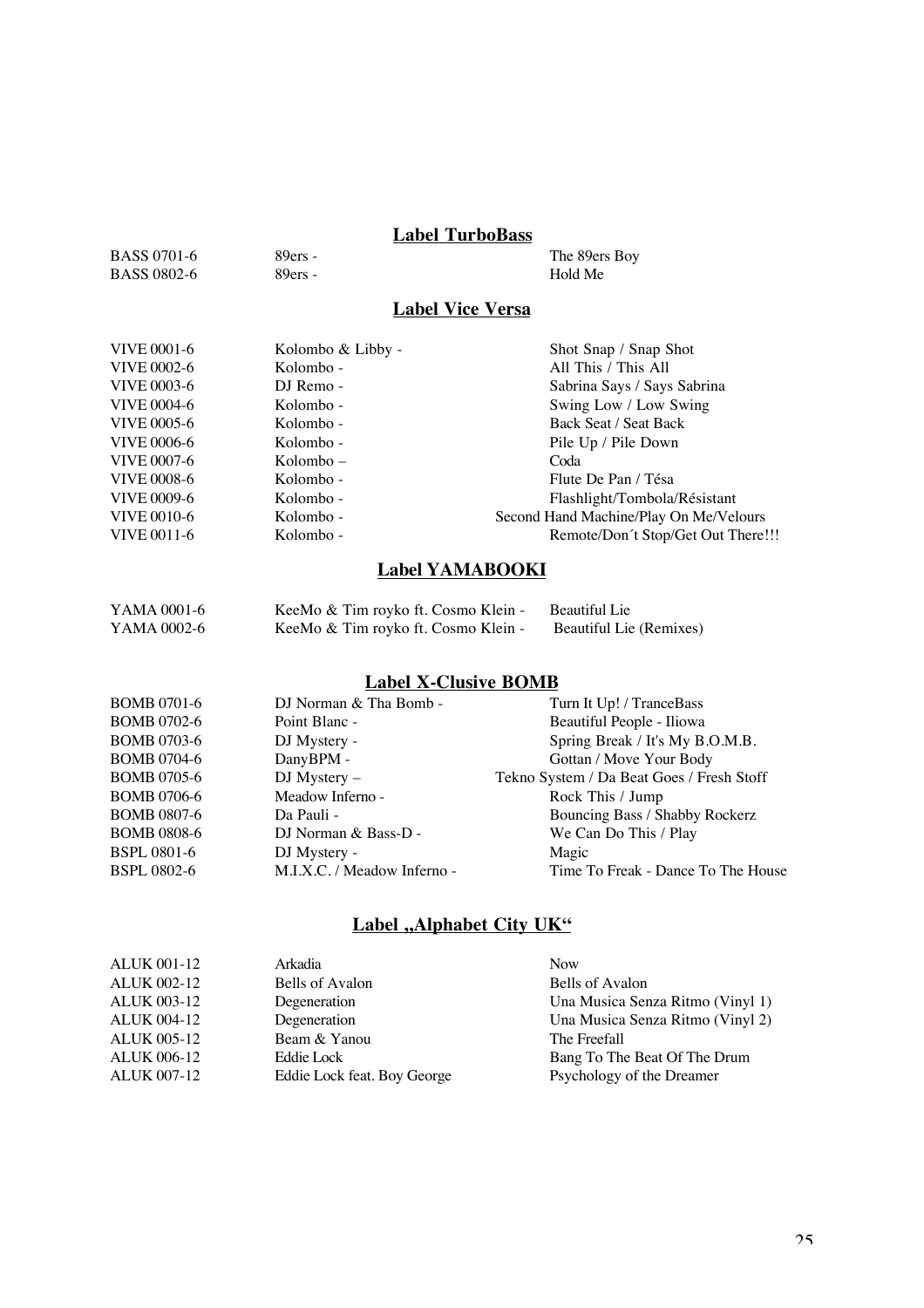## Label TurboBass

| | | |
|---|---|---|
| BASS 0701-6 | 89ers - | The 89ers Boy |
| BASS 0802-6 | 89ers - | Hold Me |

## Label Vice Versa

| | | |
|---|---|---|
| VIVE 0001-6 | Kolombo & Libby - | Shot Snap / Snap Shot |
| VIVE 0002-6 | Kolombo - | All This / This All |
| VIVE 0003-6 | DJ Remo - | Sabrina Says / Says Sabrina |
| VIVE 0004-6 | Kolombo - | Swing Low / Low Swing |
| VIVE 0005-6 | Kolombo - | Back Seat / Seat Back |
| VIVE 0006-6 | Kolombo - | Pile Up / Pile Down |
| VIVE 0007-6 | Kolombo – | Coda |
| VIVE 0008-6 | Kolombo - | Flute De Pan / Tésa |
| VIVE 0009-6 | Kolombo - | Flashlight/Tombola/Résistant |
| VIVE 0010-6 | Kolombo - | Second Hand Machine/Play On Me/Velours |
| VIVE 0011-6 | Kolombo - | Remote/Don´t Stop/Get Out There!!! |

## Label YAMABOOKI

| | | |
|---|---|---|
| YAMA 0001-6 | KeeMo & Tim royko ft. Cosmo Klein - | Beautiful Lie |
| YAMA 0002-6 | KeeMo & Tim royko ft. Cosmo Klein - | Beautiful Lie (Remixes) |

## Label X-Clusive BOMB

| | | |
|---|---|---|
| BOMB 0701-6 | DJ Norman & Tha Bomb - | Turn It Up! / TranceBass |
| BOMB 0702-6 | Point Blanc - | Beautiful People - Iliowa |
| BOMB 0703-6 | DJ Mystery - | Spring Break / It's My B.O.M.B. |
| BOMB 0704-6 | DanyBPM - | Gottan / Move Your Body |
| BOMB 0705-6 | DJ Mystery – | Tekno System / Da Beat Goes / Fresh Stoff |
| BOMB 0706-6 | Meadow Inferno - | Rock This / Jump |
| BOMB 0807-6 | Da Pauli - | Bouncing Bass / Shabby Rockerz |
| BOMB 0808-6 | DJ Norman & Bass-D - | We Can Do This / Play |
| BSPL 0801-6 | DJ Mystery - | Magic |
| BSPL 0802-6 | M.I.X.C. / Meadow Inferno - | Time To Freak - Dance To The House |

## Label „Alphabet City UK"

| | | |
|---|---|---|
| ALUK 001-12 | Arkadia | Now |
| ALUK 002-12 | Bells of Avalon | Bells of Avalon |
| ALUK 003-12 | Degeneration | Una Musica Senza Ritmo (Vinyl 1) |
| ALUK 004-12 | Degeneration | Una Musica Senza Ritmo (Vinyl 2) |
| ALUK 005-12 | Beam & Yanou | The Freefall |
| ALUK 006-12 | Eddie Lock | Bang To The Beat Of The Drum |
| ALUK 007-12 | Eddie Lock feat. Boy George | Psychology of the Dreamer |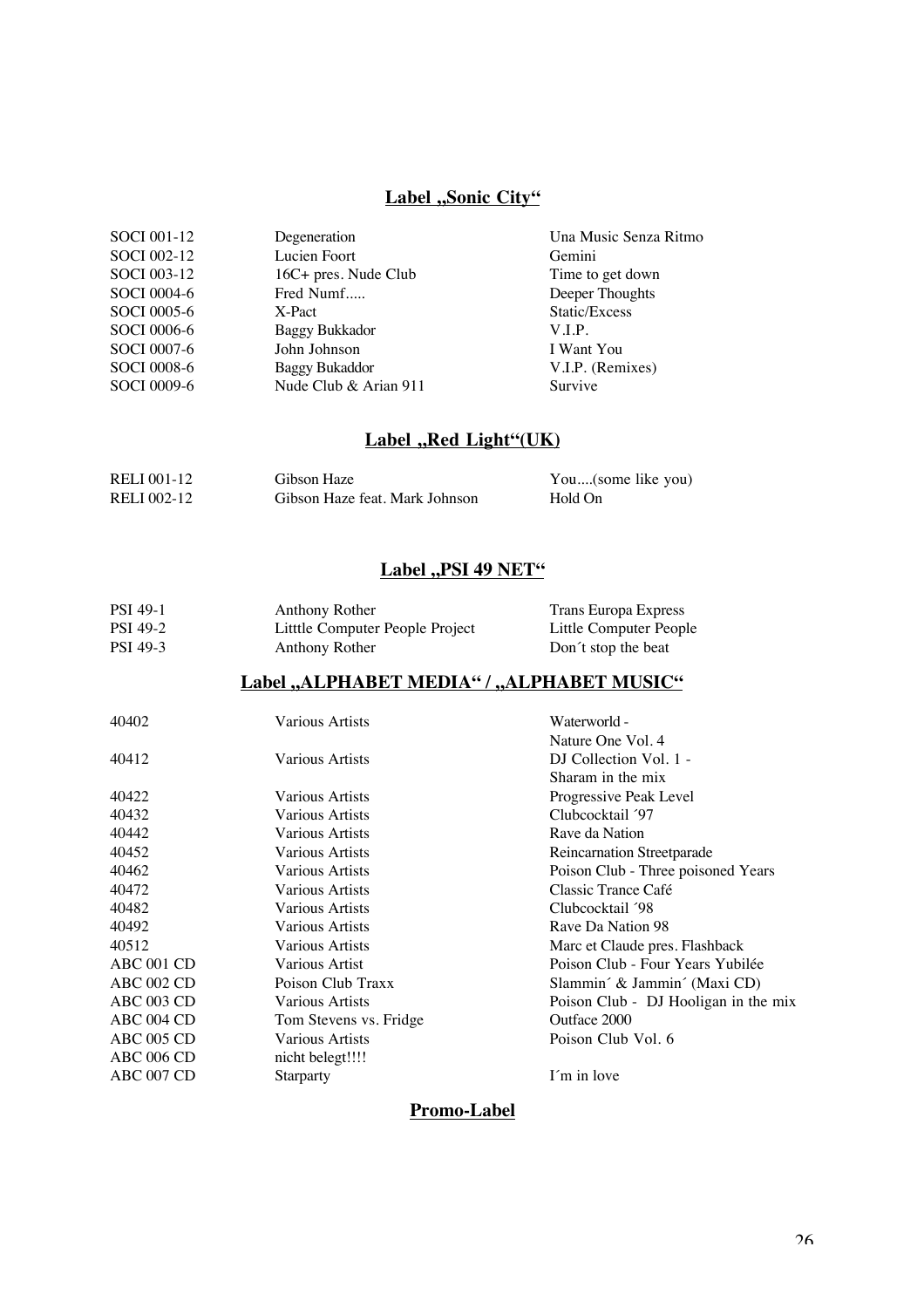## Label „Sonic City“

| | | |
|---|---|---|
| SOCI 001-12 | Degeneration | Una Music Senza Ritmo |
| SOCI 002-12 | Lucien Foort | Gemini |
| SOCI 003-12 | 16C+ pres. Nude Club | Time to get down |
| SOCI 0004-6 | Fred Numf..... | Deeper Thoughts |
| SOCI 0005-6 | X-Pact | Static/Excess |
| SOCI 0006-6 | Baggy Bukkador | V.I.P. |
| SOCI 0007-6 | John Johnson | I Want You |
| SOCI 0008-6 | Baggy Bukaddor | V.I.P. (Remixes) |
| SOCI 0009-6 | Nude Club & Arian 911 | Survive |

## Label „Red Light“(UK)

| | | |
|---|---|---|
| RELI 001-12 | Gibson Haze | You....(some like you) |
| RELI 002-12 | Gibson Haze feat. Mark Johnson | Hold On |

## Label „PSI 49 NET“

| | | |
|---|---|---|
| PSI 49-1 | Anthony Rother | Trans Europa Express |
| PSI 49-2 | Litttle Computer People Project | Little Computer People |
| PSI 49-3 | Anthony Rother | Don´t stop the beat |

## Label „ALPHABET MEDIA“ / „ALPHABET MUSIC“

| | | |
|---|---|---|
| 40402 | Various Artists | Waterworld - Nature One Vol. 4 |
| 40412 | Various Artists | DJ Collection Vol. 1 - Sharam in the mix |
| 40422 | Various Artists | Progressive Peak Level |
| 40432 | Various Artists | Clubcocktail ´97 |
| 40442 | Various Artists | Rave da Nation |
| 40452 | Various Artists | Reincarnation Streetparade |
| 40462 | Various Artists | Poison Club - Three poisoned Years |
| 40472 | Various Artists | Classic Trance Café |
| 40482 | Various Artists | Clubcocktail ´98 |
| 40492 | Various Artists | Rave Da Nation 98 |
| 40512 | Various Artists | Marc et Claude pres. Flashback |
| ABC 001 CD | Various Artist | Poison Club - Four Years Yubilée |
| ABC 002 CD | Poison Club Traxx | Slammin´ & Jammin´ (Maxi CD) |
| ABC 003 CD | Various Artists | Poison Club - DJ Hooligan in the mix |
| ABC 004 CD | Tom Stevens vs. Fridge | Outface 2000 |
| ABC 005 CD | Various Artists | Poison Club Vol. 6 |
| ABC 006 CD | nicht belegt!!!! | |
| ABC 007 CD | Starparty | I´m in love |

## Promo-Label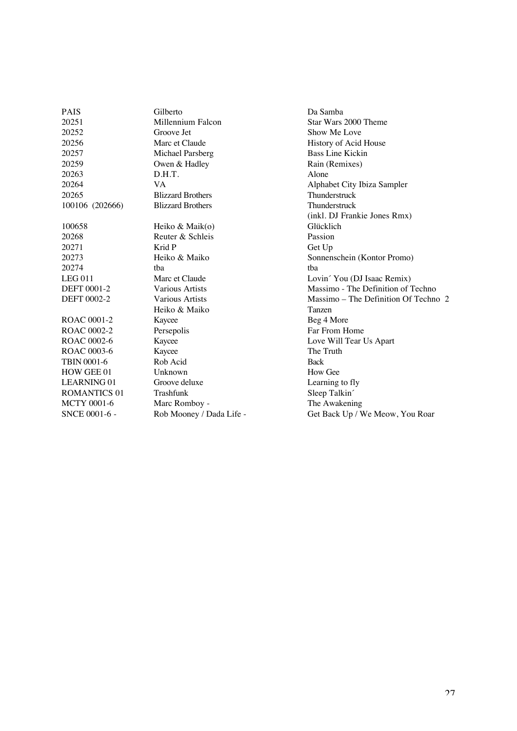| | | |
|---|---|---|
| PAIS | Gilberto | Da Samba |
| 20251 | Millennium Falcon | Star Wars 2000 Theme |
| 20252 | Groove Jet | Show Me Love |
| 20256 | Marc et Claude | History of Acid House |
| 20257 | Michael Parsberg | Bass Line Kickin |
| 20259 | Owen & Hadley | Rain (Remixes) |
| 20263 | D.H.T. | Alone |
| 20264 | VA | Alphabet City Ibiza Sampler |
| 20265 | Blizzard Brothers | Thunderstruck |
| 100106 (202666) | Blizzard Brothers | Thunderstruck (inkl. DJ Frankie Jones Rmx) |
| 100658 | Heiko & Maik(o) | Glücklich |
| 20268 | Reuter & Schleis | Passion |
| 20271 | Krid P | Get Up |
| 20273 | Heiko & Maiko | Sonnenschein (Kontor Promo) |
| 20274 | tba | tba |
| LEG 011 | Marc et Claude | Lovin´ You (DJ Isaac Remix) |
| DEFT 0001-2 | Various Artists | Massimo - The Definition of Techno |
| DEFT 0002-2 | Various Artists | Massimo – The Definition Of Techno 2 |
| | Heiko & Maiko | Tanzen |
| ROAC 0001-2 | Kaycee | Beg 4 More |
| ROAC 0002-2 | Persepolis | Far From Home |
| ROAC 0002-6 | Kaycee | Love Will Tear Us Apart |
| ROAC 0003-6 | Kaycee | The Truth |
| TBIN 0001-6 | Rob Acid | Back |
| HOW GEE 01 | Unknown | How Gee |
| LEARNING 01 | Groove deluxe | Learning to fly |
| ROMANTICS 01 | Trashfunk | Sleep Talkin´ |
| MCTY 0001-6 | Marc Romboy - | The Awakening |
| SNCE 0001-6 - | Rob Mooney / Dada Life - | Get Back Up / We Meow, You Roar |